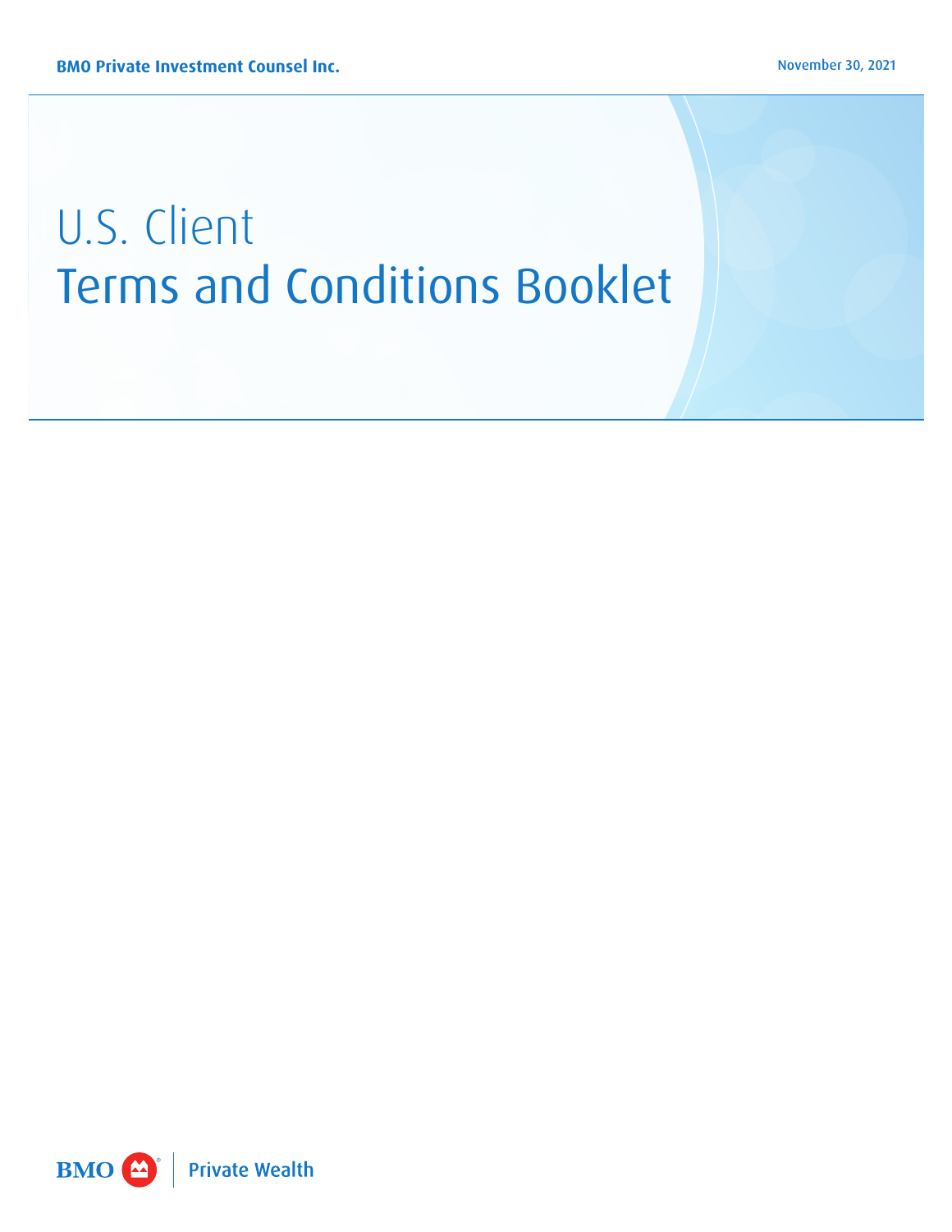BMO Private Investment Counsel Inc.

November 30, 2021

# U.S. Client Terms and Conditions Booklet

BMO Private Wealth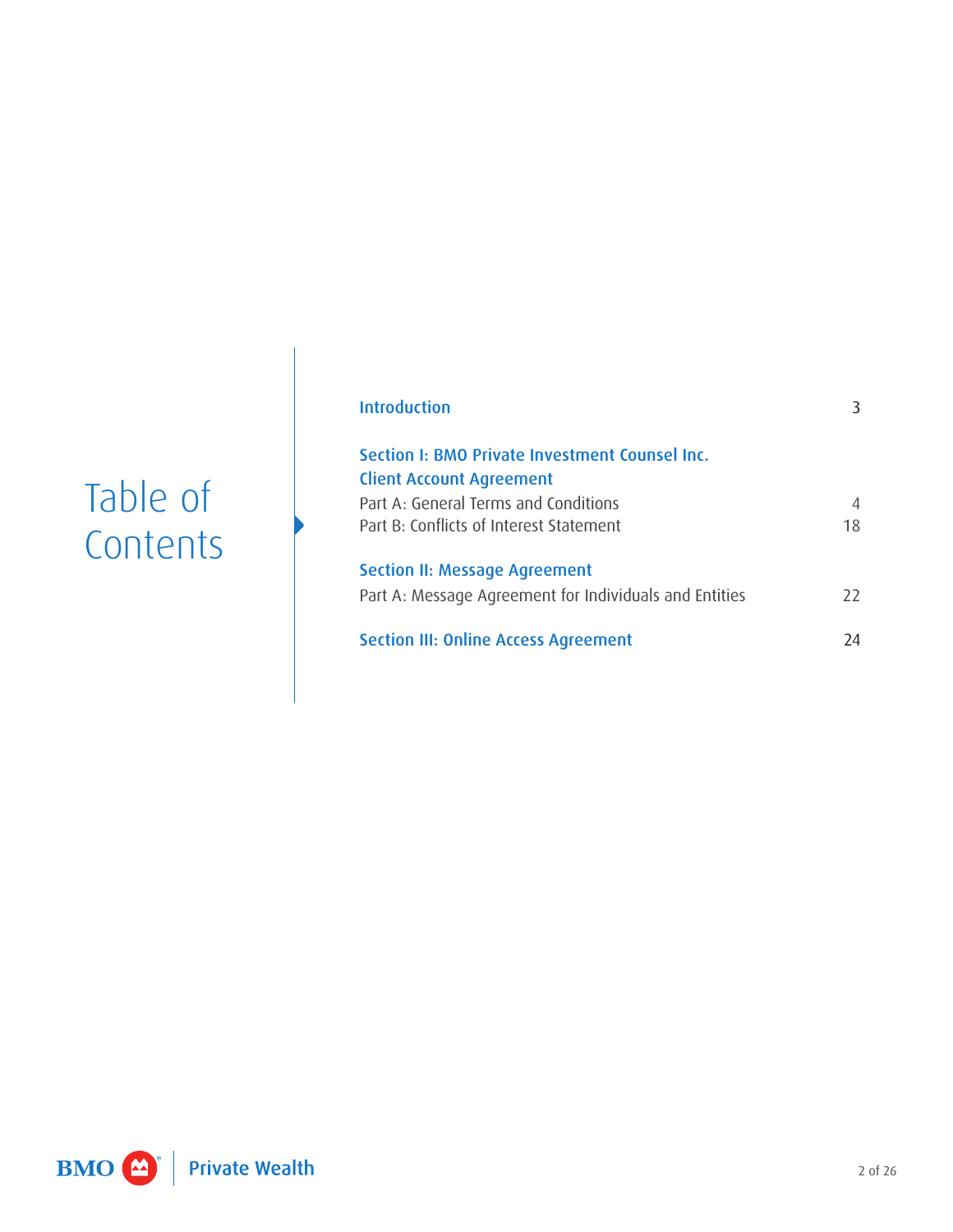# Table of Contents

| | |
|---|---|
| **Introduction** | 3 |
| **Section I: BMO Private Investment Counsel Inc. Client Account Agreement** | |
| Part A: General Terms and Conditions | 4 |
| Part B: Conflicts of Interest Statement | 18 |
| **Section II: Message Agreement** | |
| Part A: Message Agreement for Individuals and Entities | 22 |
| **Section III: Online Access Agreement** | 24 |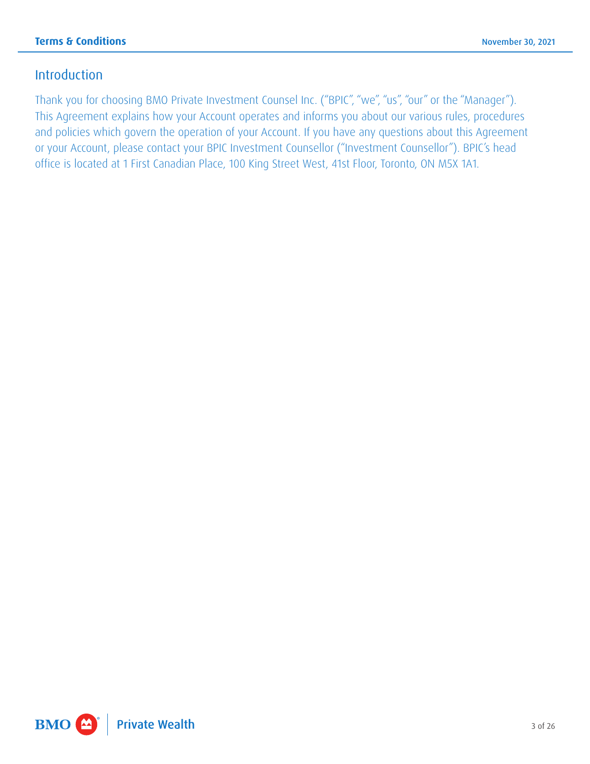## Introduction

Thank you for choosing BMO Private Investment Counsel Inc. ("BPIC", "we", "us", "our" or the "Manager"). This Agreement explains how your Account operates and informs you about our various rules, procedures and policies which govern the operation of your Account. If you have any questions about this Agreement or your Account, please contact your BPIC Investment Counsellor ("Investment Counsellor"). BPIC's head office is located at 1 First Canadian Place, 100 King Street West, 41st Floor, Toronto, ON M5X 1A1.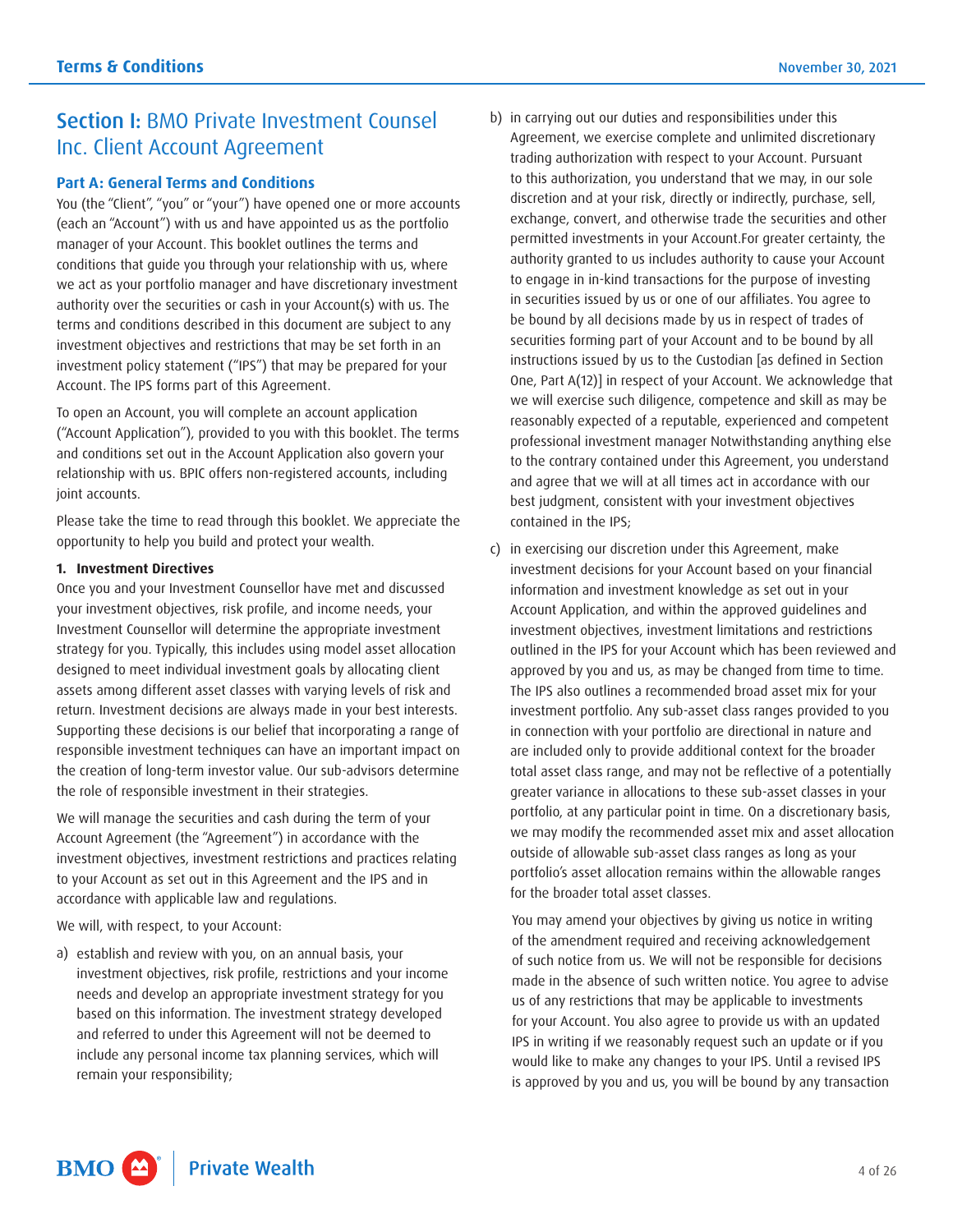# Section I: BMO Private Investment Counsel Inc. Client Account Agreement

## Part A: General Terms and Conditions

You (the "Client", "you" or "your") have opened one or more accounts (each an "Account") with us and have appointed us as the portfolio manager of your Account. This booklet outlines the terms and conditions that guide you through your relationship with us, where we act as your portfolio manager and have discretionary investment authority over the securities or cash in your Account(s) with us. The terms and conditions described in this document are subject to any investment objectives and restrictions that may be set forth in an investment policy statement ("IPS") that may be prepared for your Account. The IPS forms part of this Agreement.

To open an Account, you will complete an account application ("Account Application"), provided to you with this booklet. The terms and conditions set out in the Account Application also govern your relationship with us. BPIC offers non-registered accounts, including joint accounts.

Please take the time to read through this booklet. We appreciate the opportunity to help you build and protect your wealth.

### 1. Investment Directives

Once you and your Investment Counsellor have met and discussed your investment objectives, risk profile, and income needs, your Investment Counsellor will determine the appropriate investment strategy for you. Typically, this includes using model asset allocation designed to meet individual investment goals by allocating client assets among different asset classes with varying levels of risk and return. Investment decisions are always made in your best interests. Supporting these decisions is our belief that incorporating a range of responsible investment techniques can have an important impact on the creation of long-term investor value. Our sub-advisors determine the role of responsible investment in their strategies.

We will manage the securities and cash during the term of your Account Agreement (the "Agreement") in accordance with the investment objectives, investment restrictions and practices relating to your Account as set out in this Agreement and the IPS and in accordance with applicable law and regulations.

We will, with respect, to your Account:

a) establish and review with you, on an annual basis, your investment objectives, risk profile, restrictions and your income needs and develop an appropriate investment strategy for you based on this information. The investment strategy developed and referred to under this Agreement will not be deemed to include any personal income tax planning services, which will remain your responsibility;

b) in carrying out our duties and responsibilities under this Agreement, we exercise complete and unlimited discretionary trading authorization with respect to your Account. Pursuant to this authorization, you understand that we may, in our sole discretion and at your risk, directly or indirectly, purchase, sell, exchange, convert, and otherwise trade the securities and other permitted investments in your Account.For greater certainty, the authority granted to us includes authority to cause your Account to engage in in-kind transactions for the purpose of investing in securities issued by us or one of our affiliates. You agree to be bound by all decisions made by us in respect of trades of securities forming part of your Account and to be bound by all instructions issued by us to the Custodian [as defined in Section One, Part A(12)] in respect of your Account. We acknowledge that we will exercise such diligence, competence and skill as may be reasonably expected of a reputable, experienced and competent professional investment manager Notwithstanding anything else to the contrary contained under this Agreement, you understand and agree that we will at all times act in accordance with our best judgment, consistent with your investment objectives contained in the IPS;

c) in exercising our discretion under this Agreement, make investment decisions for your Account based on your financial information and investment knowledge as set out in your Account Application, and within the approved guidelines and investment objectives, investment limitations and restrictions outlined in the IPS for your Account which has been reviewed and approved by you and us, as may be changed from time to time. The IPS also outlines a recommended broad asset mix for your investment portfolio. Any sub-asset class ranges provided to you in connection with your portfolio are directional in nature and are included only to provide additional context for the broader total asset class range, and may not be reflective of a potentially greater variance in allocations to these sub-asset classes in your portfolio, at any particular point in time. On a discretionary basis, we may modify the recommended asset mix and asset allocation outside of allowable sub-asset class ranges as long as your portfolio's asset allocation remains within the allowable ranges for the broader total asset classes.

   You may amend your objectives by giving us notice in writing of the amendment required and receiving acknowledgement of such notice from us. We will not be responsible for decisions made in the absence of such written notice. You agree to advise us of any restrictions that may be applicable to investments for your Account. You also agree to provide us with an updated IPS in writing if we reasonably request such an update or if you would like to make any changes to your IPS. Until a revised IPS is approved by you and us, you will be bound by any transaction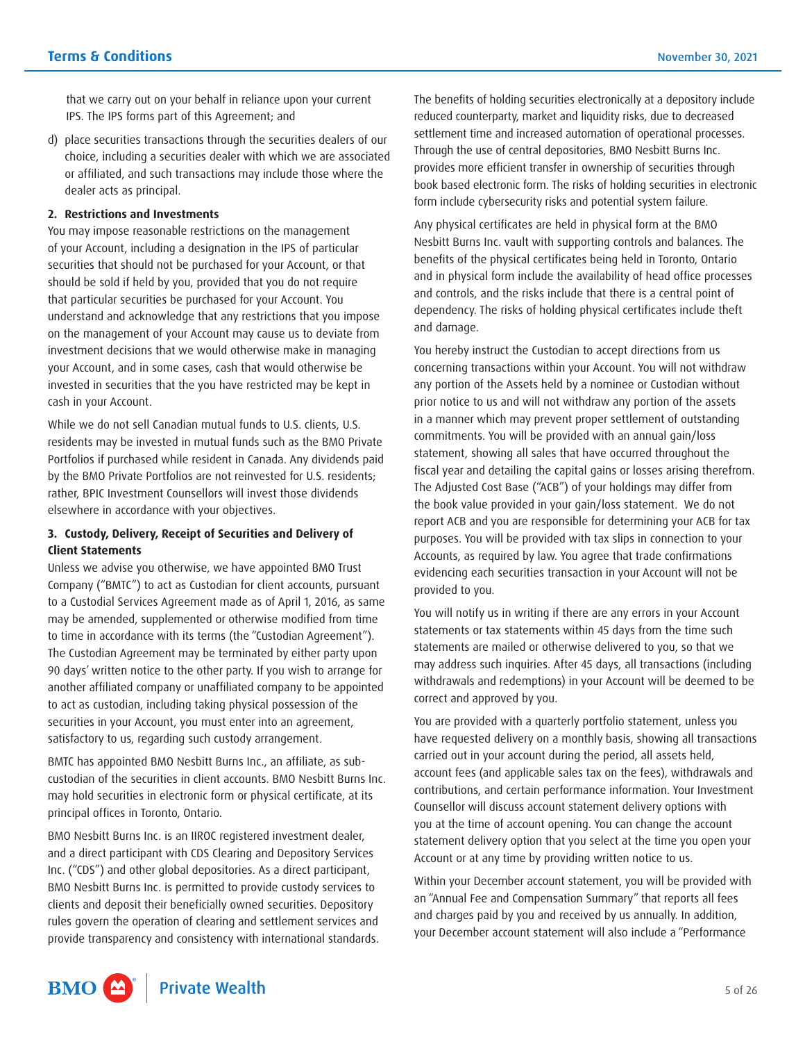that we carry out on your behalf in reliance upon your current IPS. The IPS forms part of this Agreement; and

d) place securities transactions through the securities dealers of our choice, including a securities dealer with which we are associated or affiliated, and such transactions may include those where the dealer acts as principal.

**2. Restrictions and Investments**

You may impose reasonable restrictions on the management of your Account, including a designation in the IPS of particular securities that should not be purchased for your Account, or that should be sold if held by you, provided that you do not require that particular securities be purchased for your Account. You understand and acknowledge that any restrictions that you impose on the management of your Account may cause us to deviate from investment decisions that we would otherwise make in managing your Account, and in some cases, cash that would otherwise be invested in securities that the you have restricted may be kept in cash in your Account.

While we do not sell Canadian mutual funds to U.S. clients, U.S. residents may be invested in mutual funds such as the BMO Private Portfolios if purchased while resident in Canada. Any dividends paid by the BMO Private Portfolios are not reinvested for U.S. residents; rather, BPIC Investment Counsellors will invest those dividends elsewhere in accordance with your objectives.

**3. Custody, Delivery, Receipt of Securities and Delivery of Client Statements**

Unless we advise you otherwise, we have appointed BMO Trust Company ("BMTC") to act as Custodian for client accounts, pursuant to a Custodial Services Agreement made as of April 1, 2016, as same may be amended, supplemented or otherwise modified from time to time in accordance with its terms (the "Custodian Agreement"). The Custodian Agreement may be terminated by either party upon 90 days' written notice to the other party. If you wish to arrange for another affiliated company or unaffiliated company to be appointed to act as custodian, including taking physical possession of the securities in your Account, you must enter into an agreement, satisfactory to us, regarding such custody arrangement.

BMTC has appointed BMO Nesbitt Burns Inc., an affiliate, as sub-custodian of the securities in client accounts. BMO Nesbitt Burns Inc. may hold securities in electronic form or physical certificate, at its principal offices in Toronto, Ontario.

BMO Nesbitt Burns Inc. is an IIROC registered investment dealer, and a direct participant with CDS Clearing and Depository Services Inc. ("CDS") and other global depositories. As a direct participant, BMO Nesbitt Burns Inc. is permitted to provide custody services to clients and deposit their beneficially owned securities. Depository rules govern the operation of clearing and settlement services and provide transparency and consistency with international standards.

The benefits of holding securities electronically at a depository include reduced counterparty, market and liquidity risks, due to decreased settlement time and increased automation of operational processes. Through the use of central depositories, BMO Nesbitt Burns Inc. provides more efficient transfer in ownership of securities through book based electronic form. The risks of holding securities in electronic form include cybersecurity risks and potential system failure.

Any physical certificates are held in physical form at the BMO Nesbitt Burns Inc. vault with supporting controls and balances. The benefits of the physical certificates being held in Toronto, Ontario and in physical form include the availability of head office processes and controls, and the risks include that there is a central point of dependency. The risks of holding physical certificates include theft and damage.

You hereby instruct the Custodian to accept directions from us concerning transactions within your Account. You will not withdraw any portion of the Assets held by a nominee or Custodian without prior notice to us and will not withdraw any portion of the assets in a manner which may prevent proper settlement of outstanding commitments. You will be provided with an annual gain/loss statement, showing all sales that have occurred throughout the fiscal year and detailing the capital gains or losses arising therefrom. The Adjusted Cost Base ("ACB") of your holdings may differ from the book value provided in your gain/loss statement. We do not report ACB and you are responsible for determining your ACB for tax purposes. You will be provided with tax slips in connection to your Accounts, as required by law. You agree that trade confirmations evidencing each securities transaction in your Account will not be provided to you.

You will notify us in writing if there are any errors in your Account statements or tax statements within 45 days from the time such statements are mailed or otherwise delivered to you, so that we may address such inquiries. After 45 days, all transactions (including withdrawals and redemptions) in your Account will be deemed to be correct and approved by you.

You are provided with a quarterly portfolio statement, unless you have requested delivery on a monthly basis, showing all transactions carried out in your account during the period, all assets held, account fees (and applicable sales tax on the fees), withdrawals and contributions, and certain performance information. Your Investment Counsellor will discuss account statement delivery options with you at the time of account opening. You can change the account statement delivery option that you select at the time you open your Account or at any time by providing written notice to us.

Within your December account statement, you will be provided with an "Annual Fee and Compensation Summary" that reports all fees and charges paid by you and received by us annually. In addition, your December account statement will also include a "Performance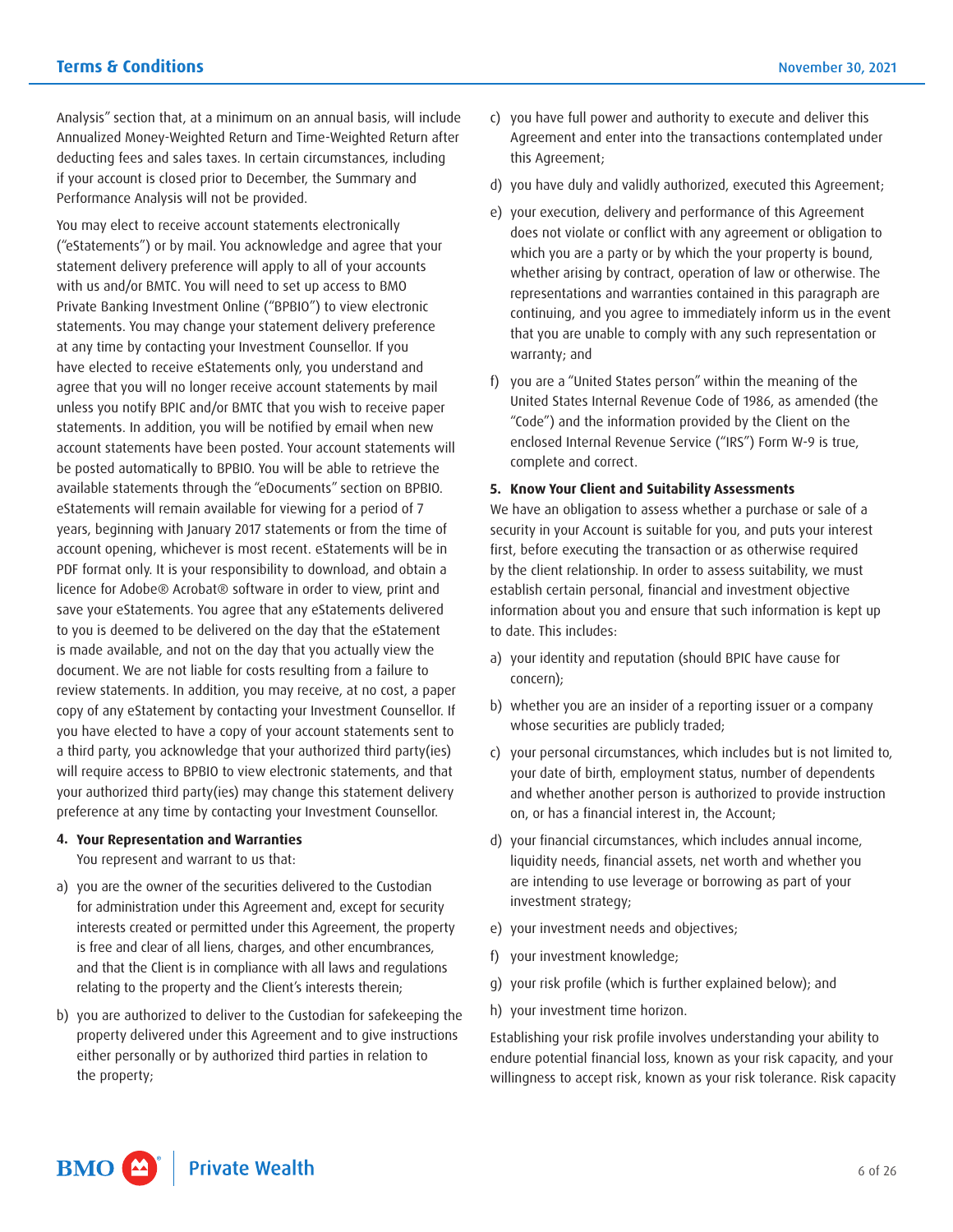Analysis" section that, at a minimum on an annual basis, will include Annualized Money-Weighted Return and Time-Weighted Return after deducting fees and sales taxes. In certain circumstances, including if your account is closed prior to December, the Summary and Performance Analysis will not be provided.

You may elect to receive account statements electronically ("eStatements") or by mail. You acknowledge and agree that your statement delivery preference will apply to all of your accounts with us and/or BMTC. You will need to set up access to BMO Private Banking Investment Online ("BPBIO") to view electronic statements. You may change your statement delivery preference at any time by contacting your Investment Counsellor. If you have elected to receive eStatements only, you understand and agree that you will no longer receive account statements by mail unless you notify BPIC and/or BMTC that you wish to receive paper statements. In addition, you will be notified by email when new account statements have been posted. Your account statements will be posted automatically to BPBIO. You will be able to retrieve the available statements through the "eDocuments" section on BPBIO. eStatements will remain available for viewing for a period of 7 years, beginning with January 2017 statements or from the time of account opening, whichever is most recent. eStatements will be in PDF format only. It is your responsibility to download, and obtain a licence for Adobe® Acrobat® software in order to view, print and save your eStatements. You agree that any eStatements delivered to you is deemed to be delivered on the day that the eStatement is made available, and not on the day that you actually view the document. We are not liable for costs resulting from a failure to review statements. In addition, you may receive, at no cost, a paper copy of any eStatement by contacting your Investment Counsellor. If you have elected to have a copy of your account statements sent to a third party, you acknowledge that your authorized third party(ies) will require access to BPBIO to view electronic statements, and that your authorized third party(ies) may change this statement delivery preference at any time by contacting your Investment Counsellor.

### 4. Your Representation and Warranties

You represent and warrant to us that:

a) you are the owner of the securities delivered to the Custodian for administration under this Agreement and, except for security interests created or permitted under this Agreement, the property is free and clear of all liens, charges, and other encumbrances, and that the Client is in compliance with all laws and regulations relating to the property and the Client's interests therein;

b) you are authorized to deliver to the Custodian for safekeeping the property delivered under this Agreement and to give instructions either personally or by authorized third parties in relation to the property;

c) you have full power and authority to execute and deliver this Agreement and enter into the transactions contemplated under this Agreement;

d) you have duly and validly authorized, executed this Agreement;

e) your execution, delivery and performance of this Agreement does not violate or conflict with any agreement or obligation to which you are a party or by which the your property is bound, whether arising by contract, operation of law or otherwise. The representations and warranties contained in this paragraph are continuing, and you agree to immediately inform us in the event that you are unable to comply with any such representation or warranty; and

f) you are a "United States person" within the meaning of the United States Internal Revenue Code of 1986, as amended (the "Code") and the information provided by the Client on the enclosed Internal Revenue Service ("IRS") Form W-9 is true, complete and correct.

### 5. Know Your Client and Suitability Assessments

We have an obligation to assess whether a purchase or sale of a security in your Account is suitable for you, and puts your interest first, before executing the transaction or as otherwise required by the client relationship. In order to assess suitability, we must establish certain personal, financial and investment objective information about you and ensure that such information is kept up to date. This includes:

a) your identity and reputation (should BPIC have cause for concern);

b) whether you are an insider of a reporting issuer or a company whose securities are publicly traded;

c) your personal circumstances, which includes but is not limited to, your date of birth, employment status, number of dependents and whether another person is authorized to provide instruction on, or has a financial interest in, the Account;

d) your financial circumstances, which includes annual income, liquidity needs, financial assets, net worth and whether you are intending to use leverage or borrowing as part of your investment strategy;

e) your investment needs and objectives;

f) your investment knowledge;

g) your risk profile (which is further explained below); and

h) your investment time horizon.

Establishing your risk profile involves understanding your ability to endure potential financial loss, known as your risk capacity, and your willingness to accept risk, known as your risk tolerance. Risk capacity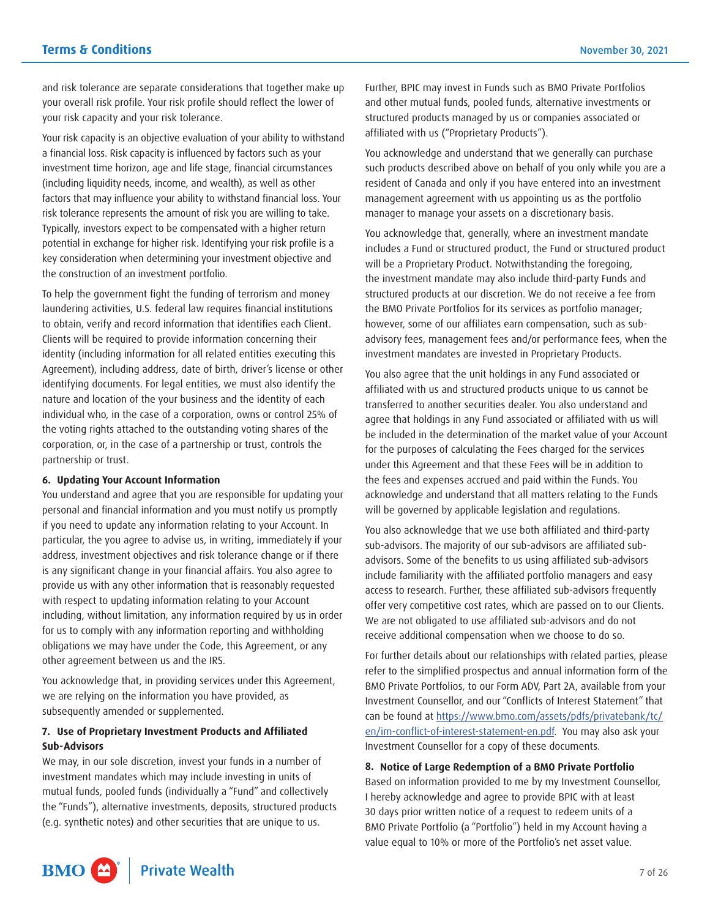and risk tolerance are separate considerations that together make up your overall risk profile. Your risk profile should reflect the lower of your risk capacity and your risk tolerance.

Your risk capacity is an objective evaluation of your ability to withstand a financial loss. Risk capacity is influenced by factors such as your investment time horizon, age and life stage, financial circumstances (including liquidity needs, income, and wealth), as well as other factors that may influence your ability to withstand financial loss. Your risk tolerance represents the amount of risk you are willing to take. Typically, investors expect to be compensated with a higher return potential in exchange for higher risk. Identifying your risk profile is a key consideration when determining your investment objective and the construction of an investment portfolio.

To help the government fight the funding of terrorism and money laundering activities, U.S. federal law requires financial institutions to obtain, verify and record information that identifies each Client. Clients will be required to provide information concerning their identity (including information for all related entities executing this Agreement), including address, date of birth, driver's license or other identifying documents. For legal entities, we must also identify the nature and location of the your business and the identity of each individual who, in the case of a corporation, owns or control 25% of the voting rights attached to the outstanding voting shares of the corporation, or, in the case of a partnership or trust, controls the partnership or trust.

**6. Updating Your Account Information**

You understand and agree that you are responsible for updating your personal and financial information and you must notify us promptly if you need to update any information relating to your Account. In particular, the you agree to advise us, in writing, immediately if your address, investment objectives and risk tolerance change or if there is any significant change in your financial affairs. You also agree to provide us with any other information that is reasonably requested with respect to updating information relating to your Account including, without limitation, any information required by us in order for us to comply with any information reporting and withholding obligations we may have under the Code, this Agreement, or any other agreement between us and the IRS.

You acknowledge that, in providing services under this Agreement, we are relying on the information you have provided, as subsequently amended or supplemented.

**7. Use of Proprietary Investment Products and Affiliated Sub-Advisors**

We may, in our sole discretion, invest your funds in a number of investment mandates which may include investing in units of mutual funds, pooled funds (individually a "Fund" and collectively the "Funds"), alternative investments, deposits, structured products (e.g. synthetic notes) and other securities that are unique to us. Further, BPIC may invest in Funds such as BMO Private Portfolios and other mutual funds, pooled funds, alternative investments or structured products managed by us or companies associated or affiliated with us ("Proprietary Products").

You acknowledge and understand that we generally can purchase such products described above on behalf of you only while you are a resident of Canada and only if you have entered into an investment management agreement with us appointing us as the portfolio manager to manage your assets on a discretionary basis.

You acknowledge that, generally, where an investment mandate includes a Fund or structured product, the Fund or structured product will be a Proprietary Product. Notwithstanding the foregoing, the investment mandate may also include third-party Funds and structured products at our discretion. We do not receive a fee from the BMO Private Portfolios for its services as portfolio manager; however, some of our affiliates earn compensation, such as sub-advisory fees, management fees and/or performance fees, when the investment mandates are invested in Proprietary Products.

You also agree that the unit holdings in any Fund associated or affiliated with us and structured products unique to us cannot be transferred to another securities dealer. You also understand and agree that holdings in any Fund associated or affiliated with us will be included in the determination of the market value of your Account for the purposes of calculating the Fees charged for the services under this Agreement and that these Fees will be in addition to the fees and expenses accrued and paid within the Funds. You acknowledge and understand that all matters relating to the Funds will be governed by applicable legislation and regulations.

You also acknowledge that we use both affiliated and third-party sub-advisors. The majority of our sub-advisors are affiliated sub-advisors. Some of the benefits to us using affiliated sub-advisors include familiarity with the affiliated portfolio managers and easy access to research. Further, these affiliated sub-advisors frequently offer very competitive cost rates, which are passed on to our Clients. We are not obligated to use affiliated sub-advisors and do not receive additional compensation when we choose to do so.

For further details about our relationships with related parties, please refer to the simplified prospectus and annual information form of the BMO Private Portfolios, to our Form ADV, Part 2A, available from your Investment Counsellor, and our "Conflicts of Interest Statement" that can be found at https://www.bmo.com/assets/pdfs/privatebank/tc/en/im-conflict-of-interest-statement-en.pdf. You may also ask your Investment Counsellor for a copy of these documents.

**8. Notice of Large Redemption of a BMO Private Portfolio**

Based on information provided to me by my Investment Counsellor, I hereby acknowledge and agree to provide BPIC with at least 30 days prior written notice of a request to redeem units of a BMO Private Portfolio (a "Portfolio") held in my Account having a value equal to 10% or more of the Portfolio's net asset value.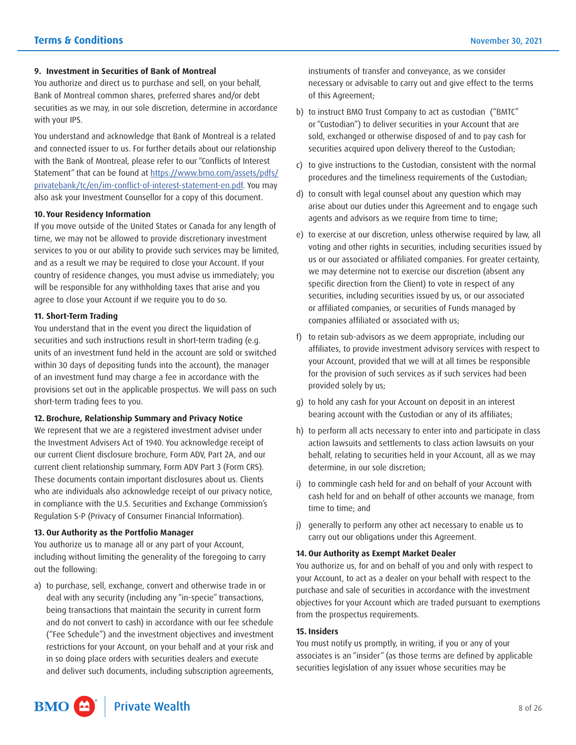### 9. Investment in Securities of Bank of Montreal

You authorize and direct us to purchase and sell, on your behalf, Bank of Montreal common shares, preferred shares and/or debt securities as we may, in our sole discretion, determine in accordance with your IPS.

You understand and acknowledge that Bank of Montreal is a related and connected issuer to us. For further details about our relationship with the Bank of Montreal, please refer to our "Conflicts of Interest Statement" that can be found at [https://www.bmo.com/assets/pdfs/privatebank/tc/en/im-conflict-of-interest-statement-en.pdf](https://www.bmo.com/assets/pdfs/privatebank/tc/en/im-conflict-of-interest-statement-en.pdf). You may also ask your Investment Counsellor for a copy of this document.

### 10. Your Residency Information

If you move outside of the United States or Canada for any length of time, we may not be allowed to provide discretionary investment services to you or our ability to provide such services may be limited, and as a result we may be required to close your Account. If your country of residence changes, you must advise us immediately; you will be responsible for any withholding taxes that arise and you agree to close your Account if we require you to do so.

### 11. Short-Term Trading

You understand that in the event you direct the liquidation of securities and such instructions result in short-term trading (e.g. units of an investment fund held in the account are sold or switched within 30 days of depositing funds into the account), the manager of an investment fund may charge a fee in accordance with the provisions set out in the applicable prospectus. We will pass on such short-term trading fees to you.

### 12. Brochure, Relationship Summary and Privacy Notice

We represent that we are a registered investment adviser under the Investment Advisers Act of 1940. You acknowledge receipt of our current Client disclosure brochure, Form ADV, Part 2A, and our current client relationship summary, Form ADV Part 3 (Form CRS). These documents contain important disclosures about us. Clients who are individuals also acknowledge receipt of our privacy notice, in compliance with the U.S. Securities and Exchange Commission's Regulation S-P (Privacy of Consumer Financial Information).

### 13. Our Authority as the Portfolio Manager

You authorize us to manage all or any part of your Account, including without limiting the generality of the foregoing to carry out the following:

a) to purchase, sell, exchange, convert and otherwise trade in or deal with any security (including any "in-specie" transactions, being transactions that maintain the security in current form and do not convert to cash) in accordance with our fee schedule ("Fee Schedule") and the investment objectives and investment restrictions for your Account, on your behalf and at your risk and in so doing place orders with securities dealers and execute and deliver such documents, including subscription agreements, instruments of transfer and conveyance, as we consider necessary or advisable to carry out and give effect to the terms of this Agreement;

b) to instruct BMO Trust Company to act as custodian ("BMTC" or "Custodian") to deliver securities in your Account that are sold, exchanged or otherwise disposed of and to pay cash for securities acquired upon delivery thereof to the Custodian;

c) to give instructions to the Custodian, consistent with the normal procedures and the timeliness requirements of the Custodian;

d) to consult with legal counsel about any question which may arise about our duties under this Agreement and to engage such agents and advisors as we require from time to time;

e) to exercise at our discretion, unless otherwise required by law, all voting and other rights in securities, including securities issued by us or our associated or affiliated companies. For greater certainty, we may determine not to exercise our discretion (absent any specific direction from the Client) to vote in respect of any securities, including securities issued by us, or our associated or affiliated companies, or securities of Funds managed by companies affiliated or associated with us;

f) to retain sub-advisors as we deem appropriate, including our affiliates, to provide investment advisory services with respect to your Account, provided that we will at all times be responsible for the provision of such services as if such services had been provided solely by us;

g) to hold any cash for your Account on deposit in an interest bearing account with the Custodian or any of its affiliates;

h) to perform all acts necessary to enter into and participate in class action lawsuits and settlements to class action lawsuits on your behalf, relating to securities held in your Account, all as we may determine, in our sole discretion;

i) to commingle cash held for and on behalf of your Account with cash held for and on behalf of other accounts we manage, from time to time; and

j) generally to perform any other act necessary to enable us to carry out our obligations under this Agreement.

### 14. Our Authority as Exempt Market Dealer

You authorize us, for and on behalf of you and only with respect to your Account, to act as a dealer on your behalf with respect to the purchase and sale of securities in accordance with the investment objectives for your Account which are traded pursuant to exemptions from the prospectus requirements.

### 15. Insiders

You must notify us promptly, in writing, if you or any of your associates is an "insider" (as those terms are defined by applicable securities legislation of any issuer whose securities may be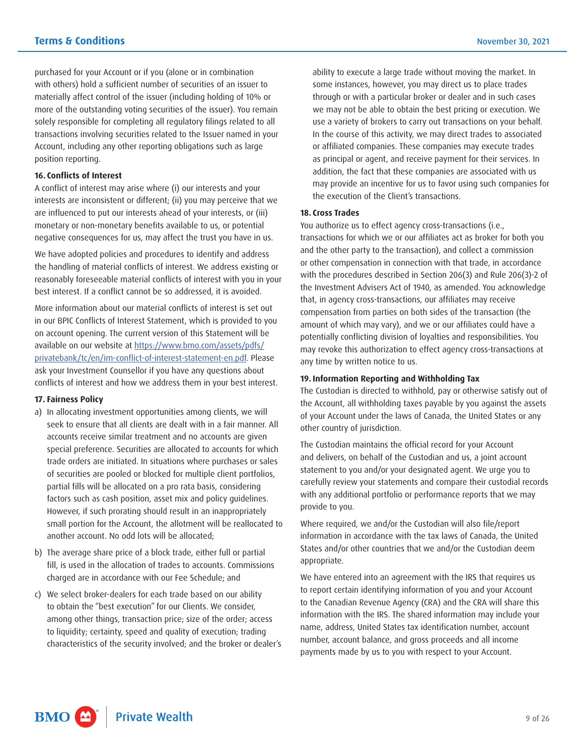purchased for your Account or if you (alone or in combination with others) hold a sufficient number of securities of an issuer to materially affect control of the issuer (including holding of 10% or more of the outstanding voting securities of the issuer). You remain solely responsible for completing all regulatory filings related to all transactions involving securities related to the Issuer named in your Account, including any other reporting obligations such as large position reporting.

**16. Conflicts of Interest**

A conflict of interest may arise where (i) our interests and your interests are inconsistent or different; (ii) you may perceive that we are influenced to put our interests ahead of your interests, or (iii) monetary or non-monetary benefits available to us, or potential negative consequences for us, may affect the trust you have in us.

We have adopted policies and procedures to identify and address the handling of material conflicts of interest. We address existing or reasonably foreseeable material conflicts of interest with you in your best interest. If a conflict cannot be so addressed, it is avoided.

More information about our material conflicts of interest is set out in our BPIC Conflicts of Interest Statement, which is provided to you on account opening. The current version of this Statement will be available on our website at https://www.bmo.com/assets/pdfs/privatebank/tc/en/im-conflict-of-interest-statement-en.pdf. Please ask your Investment Counsellor if you have any questions about conflicts of interest and how we address them in your best interest.

**17. Fairness Policy**

a) In allocating investment opportunities among clients, we will seek to ensure that all clients are dealt with in a fair manner. All accounts receive similar treatment and no accounts are given special preference. Securities are allocated to accounts for which trade orders are initiated. In situations where purchases or sales of securities are pooled or blocked for multiple client portfolios, partial fills will be allocated on a pro rata basis, considering factors such as cash position, asset mix and policy guidelines. However, if such prorating should result in an inappropriately small portion for the Account, the allotment will be reallocated to another account. No odd lots will be allocated;

b) The average share price of a block trade, either full or partial fill, is used in the allocation of trades to accounts. Commissions charged are in accordance with our Fee Schedule; and

c) We select broker-dealers for each trade based on our ability to obtain the "best execution" for our Clients. We consider, among other things, transaction price; size of the order; access to liquidity; certainty, speed and quality of execution; trading characteristics of the security involved; and the broker or dealer's ability to execute a large trade without moving the market. In some instances, however, you may direct us to place trades through or with a particular broker or dealer and in such cases we may not be able to obtain the best pricing or execution. We use a variety of brokers to carry out transactions on your behalf. In the course of this activity, we may direct trades to associated or affiliated companies. These companies may execute trades as principal or agent, and receive payment for their services. In addition, the fact that these companies are associated with us may provide an incentive for us to favor using such companies for the execution of the Client's transactions.

**18. Cross Trades**

You authorize us to effect agency cross-transactions (i.e., transactions for which we or our affiliates act as broker for both you and the other party to the transaction), and collect a commission or other compensation in connection with that trade, in accordance with the procedures described in Section 206(3) and Rule 206(3)-2 of the Investment Advisers Act of 1940, as amended. You acknowledge that, in agency cross-transactions, our affiliates may receive compensation from parties on both sides of the transaction (the amount of which may vary), and we or our affiliates could have a potentially conflicting division of loyalties and responsibilities. You may revoke this authorization to effect agency cross-transactions at any time by written notice to us.

**19. Information Reporting and Withholding Tax**

The Custodian is directed to withhold, pay or otherwise satisfy out of the Account, all withholding taxes payable by you against the assets of your Account under the laws of Canada, the United States or any other country of jurisdiction.

The Custodian maintains the official record for your Account and delivers, on behalf of the Custodian and us, a joint account statement to you and/or your designated agent. We urge you to carefully review your statements and compare their custodial records with any additional portfolio or performance reports that we may provide to you.

Where required, we and/or the Custodian will also file/report information in accordance with the tax laws of Canada, the United States and/or other countries that we and/or the Custodian deem appropriate.

We have entered into an agreement with the IRS that requires us to report certain identifying information of you and your Account to the Canadian Revenue Agency (CRA) and the CRA will share this information with the IRS. The shared information may include your name, address, United States tax identification number, account number, account balance, and gross proceeds and all income payments made by us to you with respect to your Account.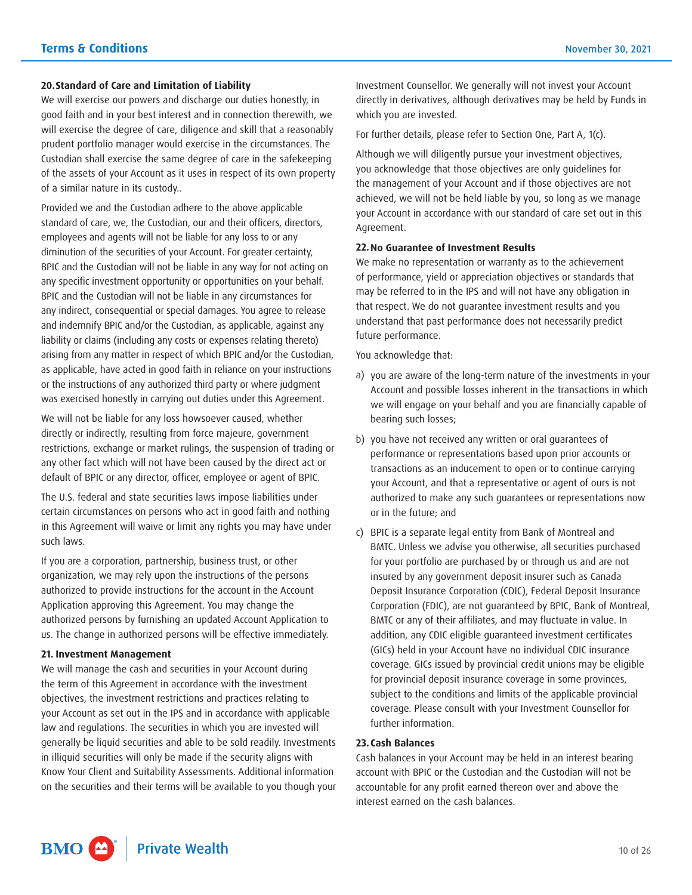## 20. Standard of Care and Limitation of Liability

We will exercise our powers and discharge our duties honestly, in good faith and in your best interest and in connection therewith, we will exercise the degree of care, diligence and skill that a reasonably prudent portfolio manager would exercise in the circumstances. The Custodian shall exercise the same degree of care in the safekeeping of the assets of your Account as it uses in respect of its own property of a similar nature in its custody..

Provided we and the Custodian adhere to the above applicable standard of care, we, the Custodian, our and their officers, directors, employees and agents will not be liable for any loss to or any diminution of the securities of your Account. For greater certainty, BPIC and the Custodian will not be liable in any way for not acting on any specific investment opportunity or opportunities on your behalf. BPIC and the Custodian will not be liable in any circumstances for any indirect, consequential or special damages. You agree to release and indemnify BPIC and/or the Custodian, as applicable, against any liability or claims (including any costs or expenses relating thereto) arising from any matter in respect of which BPIC and/or the Custodian, as applicable, have acted in good faith in reliance on your instructions or the instructions of any authorized third party or where judgment was exercised honestly in carrying out duties under this Agreement.

We will not be liable for any loss howsoever caused, whether directly or indirectly, resulting from force majeure, government restrictions, exchange or market rulings, the suspension of trading or any other fact which will not have been caused by the direct act or default of BPIC or any director, officer, employee or agent of BPIC.

The U.S. federal and state securities laws impose liabilities under certain circumstances on persons who act in good faith and nothing in this Agreement will waive or limit any rights you may have under such laws.

If you are a corporation, partnership, business trust, or other organization, we may rely upon the instructions of the persons authorized to provide instructions for the account in the Account Application approving this Agreement. You may change the authorized persons by furnishing an updated Account Application to us. The change in authorized persons will be effective immediately.

## 21. Investment Management

We will manage the cash and securities in your Account during the term of this Agreement in accordance with the investment objectives, the investment restrictions and practices relating to your Account as set out in the IPS and in accordance with applicable law and regulations. The securities in which you are invested will generally be liquid securities and able to be sold readily. Investments in illiquid securities will only be made if the security aligns with Know Your Client and Suitability Assessments. Additional information on the securities and their terms will be available to you though your Investment Counsellor. We generally will not invest your Account directly in derivatives, although derivatives may be held by Funds in which you are invested.

For further details, please refer to Section One, Part A, 1(c).

Although we will diligently pursue your investment objectives, you acknowledge that those objectives are only guidelines for the management of your Account and if those objectives are not achieved, we will not be held liable by you, so long as we manage your Account in accordance with our standard of care set out in this Agreement.

## 22. No Guarantee of Investment Results

We make no representation or warranty as to the achievement of performance, yield or appreciation objectives or standards that may be referred to in the IPS and will not have any obligation in that respect. We do not guarantee investment results and you understand that past performance does not necessarily predict future performance.

You acknowledge that:

a) you are aware of the long-term nature of the investments in your Account and possible losses inherent in the transactions in which we will engage on your behalf and you are financially capable of bearing such losses;

b) you have not received any written or oral guarantees of performance or representations based upon prior accounts or transactions as an inducement to open or to continue carrying your Account, and that a representative or agent of ours is not authorized to make any such guarantees or representations now or in the future; and

c) BPIC is a separate legal entity from Bank of Montreal and BMTC. Unless we advise you otherwise, all securities purchased for your portfolio are purchased by or through us and are not insured by any government deposit insurer such as Canada Deposit Insurance Corporation (CDIC), Federal Deposit Insurance Corporation (FDIC), are not guaranteed by BPIC, Bank of Montreal, BMTC or any of their affiliates, and may fluctuate in value. In addition, any CDIC eligible guaranteed investment certificates (GICs) held in your Account have no individual CDIC insurance coverage. GICs issued by provincial credit unions may be eligible for provincial deposit insurance coverage in some provinces, subject to the conditions and limits of the applicable provincial coverage. Please consult with your Investment Counsellor for further information.

## 23. Cash Balances

Cash balances in your Account may be held in an interest bearing account with BPIC or the Custodian and the Custodian will not be accountable for any profit earned thereon over and above the interest earned on the cash balances.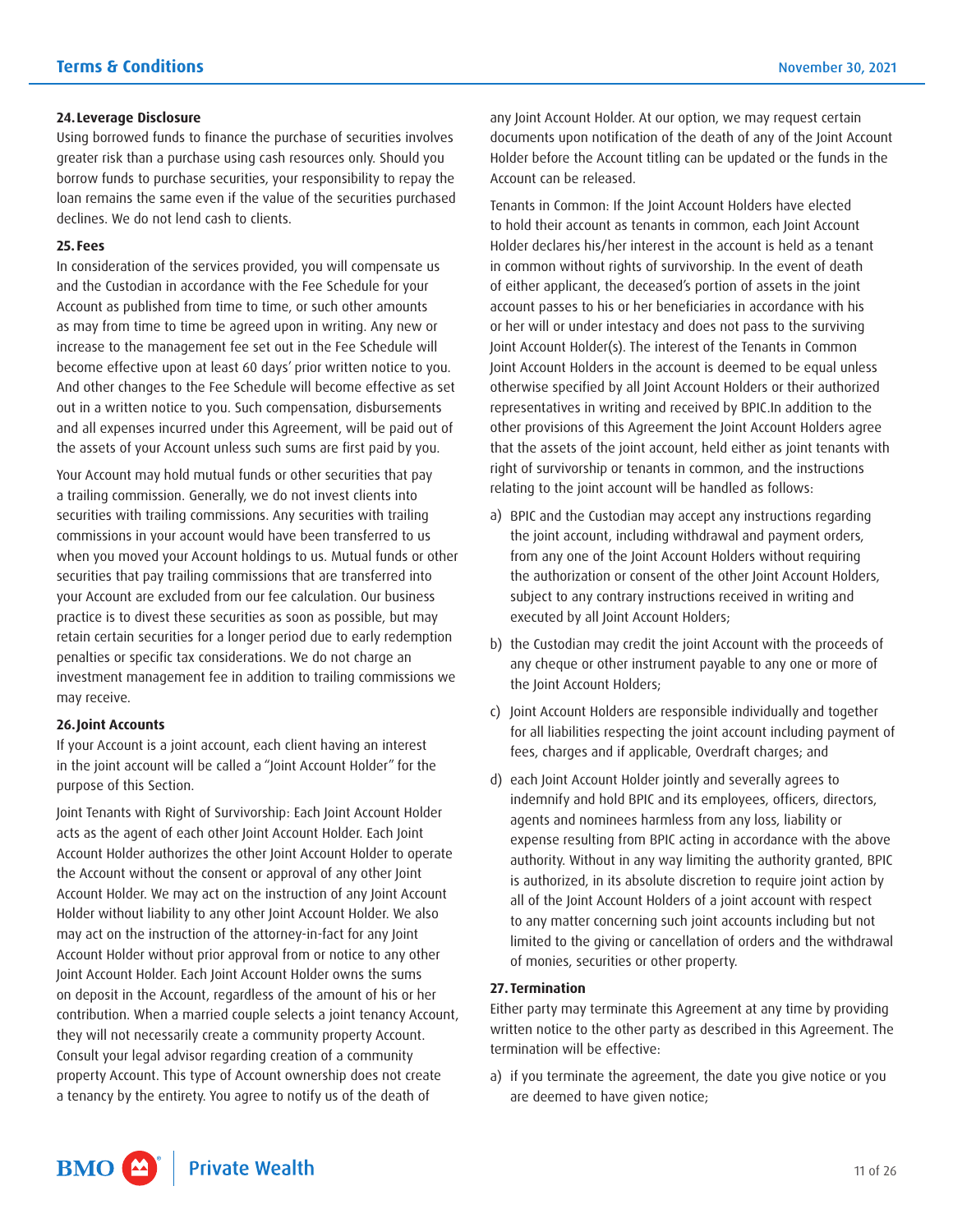### 24. Leverage Disclosure

Using borrowed funds to finance the purchase of securities involves greater risk than a purchase using cash resources only. Should you borrow funds to purchase securities, your responsibility to repay the loan remains the same even if the value of the securities purchased declines. We do not lend cash to clients.

### 25. Fees

In consideration of the services provided, you will compensate us and the Custodian in accordance with the Fee Schedule for your Account as published from time to time, or such other amounts as may from time to time be agreed upon in writing. Any new or increase to the management fee set out in the Fee Schedule will become effective upon at least 60 days' prior written notice to you. And other changes to the Fee Schedule will become effective as set out in a written notice to you. Such compensation, disbursements and all expenses incurred under this Agreement, will be paid out of the assets of your Account unless such sums are first paid by you.

Your Account may hold mutual funds or other securities that pay a trailing commission. Generally, we do not invest clients into securities with trailing commissions. Any securities with trailing commissions in your account would have been transferred to us when you moved your Account holdings to us. Mutual funds or other securities that pay trailing commissions that are transferred into your Account are excluded from our fee calculation. Our business practice is to divest these securities as soon as possible, but may retain certain securities for a longer period due to early redemption penalties or specific tax considerations. We do not charge an investment management fee in addition to trailing commissions we may receive.

### 26. Joint Accounts

If your Account is a joint account, each client having an interest in the joint account will be called a "Joint Account Holder" for the purpose of this Section.

Joint Tenants with Right of Survivorship: Each Joint Account Holder acts as the agent of each other Joint Account Holder. Each Joint Account Holder authorizes the other Joint Account Holder to operate the Account without the consent or approval of any other Joint Account Holder. We may act on the instruction of any Joint Account Holder without liability to any other Joint Account Holder. We also may act on the instruction of the attorney-in-fact for any Joint Account Holder without prior approval from or notice to any other Joint Account Holder. Each Joint Account Holder owns the sums on deposit in the Account, regardless of the amount of his or her contribution. When a married couple selects a joint tenancy Account, they will not necessarily create a community property Account. Consult your legal advisor regarding creation of a community property Account. This type of Account ownership does not create a tenancy by the entirety. You agree to notify us of the death of any Joint Account Holder. At our option, we may request certain documents upon notification of the death of any of the Joint Account Holder before the Account titling can be updated or the funds in the Account can be released.

Tenants in Common: If the Joint Account Holders have elected to hold their account as tenants in common, each Joint Account Holder declares his/her interest in the account is held as a tenant in common without rights of survivorship. In the event of death of either applicant, the deceased's portion of assets in the joint account passes to his or her beneficiaries in accordance with his or her will or under intestacy and does not pass to the surviving Joint Account Holder(s). The interest of the Tenants in Common Joint Account Holders in the account is deemed to be equal unless otherwise specified by all Joint Account Holders or their authorized representatives in writing and received by BPIC.In addition to the other provisions of this Agreement the Joint Account Holders agree that the assets of the joint account, held either as joint tenants with right of survivorship or tenants in common, and the instructions relating to the joint account will be handled as follows:

a) BPIC and the Custodian may accept any instructions regarding the joint account, including withdrawal and payment orders, from any one of the Joint Account Holders without requiring the authorization or consent of the other Joint Account Holders, subject to any contrary instructions received in writing and executed by all Joint Account Holders;

b) the Custodian may credit the joint Account with the proceeds of any cheque or other instrument payable to any one or more of the Joint Account Holders;

c) Joint Account Holders are responsible individually and together for all liabilities respecting the joint account including payment of fees, charges and if applicable, Overdraft charges; and

d) each Joint Account Holder jointly and severally agrees to indemnify and hold BPIC and its employees, officers, directors, agents and nominees harmless from any loss, liability or expense resulting from BPIC acting in accordance with the above authority. Without in any way limiting the authority granted, BPIC is authorized, in its absolute discretion to require joint action by all of the Joint Account Holders of a joint account with respect to any matter concerning such joint accounts including but not limited to the giving or cancellation of orders and the withdrawal of monies, securities or other property.

### 27. Termination

Either party may terminate this Agreement at any time by providing written notice to the other party as described in this Agreement. The termination will be effective:

a) if you terminate the agreement, the date you give notice or you are deemed to have given notice;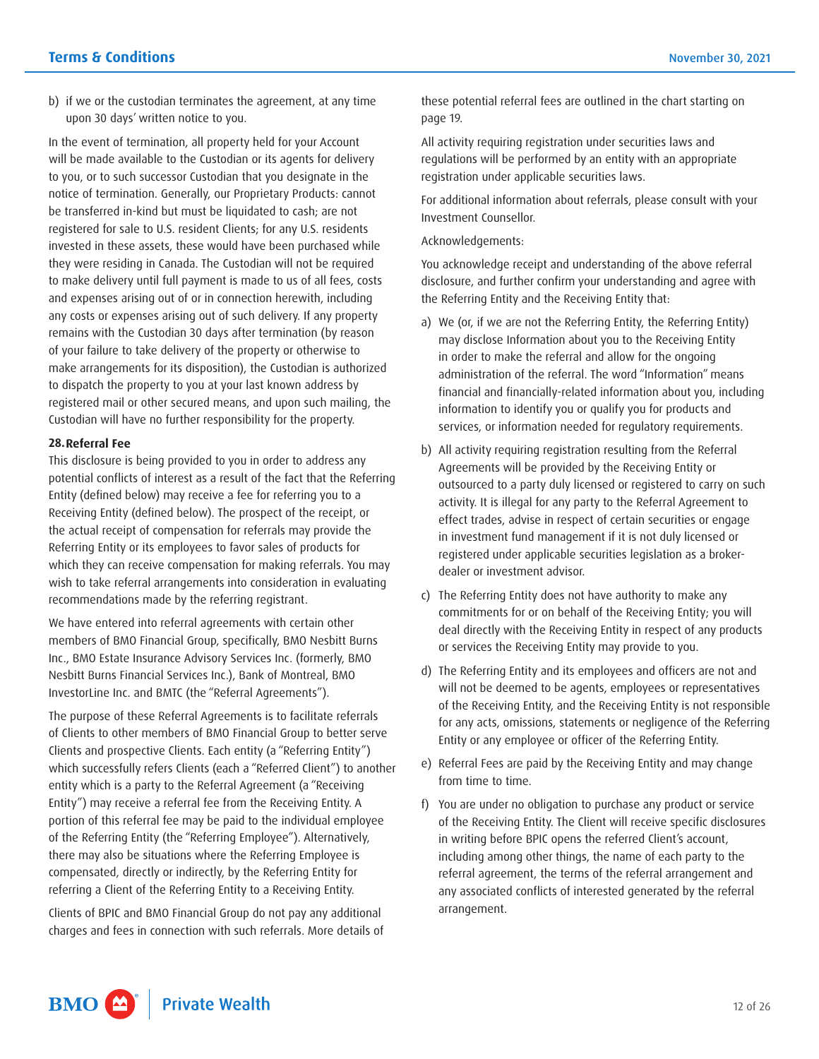b) if we or the custodian terminates the agreement, at any time upon 30 days' written notice to you.

In the event of termination, all property held for your Account will be made available to the Custodian or its agents for delivery to you, or to such successor Custodian that you designate in the notice of termination. Generally, our Proprietary Products: cannot be transferred in-kind but must be liquidated to cash; are not registered for sale to U.S. resident Clients; for any U.S. residents invested in these assets, these would have been purchased while they were residing in Canada. The Custodian will not be required to make delivery until full payment is made to us of all fees, costs and expenses arising out of or in connection herewith, including any costs or expenses arising out of such delivery. If any property remains with the Custodian 30 days after termination (by reason of your failure to take delivery of the property or otherwise to make arrangements for its disposition), the Custodian is authorized to dispatch the property to you at your last known address by registered mail or other secured means, and upon such mailing, the Custodian will have no further responsibility for the property.

## 28. Referral Fee

This disclosure is being provided to you in order to address any potential conflicts of interest as a result of the fact that the Referring Entity (defined below) may receive a fee for referring you to a Receiving Entity (defined below). The prospect of the receipt, or the actual receipt of compensation for referrals may provide the Referring Entity or its employees to favor sales of products for which they can receive compensation for making referrals. You may wish to take referral arrangements into consideration in evaluating recommendations made by the referring registrant.

We have entered into referral agreements with certain other members of BMO Financial Group, specifically, BMO Nesbitt Burns Inc., BMO Estate Insurance Advisory Services Inc. (formerly, BMO Nesbitt Burns Financial Services Inc.), Bank of Montreal, BMO InvestorLine Inc. and BMTC (the "Referral Agreements").

The purpose of these Referral Agreements is to facilitate referrals of Clients to other members of BMO Financial Group to better serve Clients and prospective Clients. Each entity (a "Referring Entity") which successfully refers Clients (each a "Referred Client") to another entity which is a party to the Referral Agreement (a "Receiving Entity") may receive a referral fee from the Receiving Entity. A portion of this referral fee may be paid to the individual employee of the Referring Entity (the "Referring Employee"). Alternatively, there may also be situations where the Referring Employee is compensated, directly or indirectly, by the Referring Entity for referring a Client of the Referring Entity to a Receiving Entity.

Clients of BPIC and BMO Financial Group do not pay any additional charges and fees in connection with such referrals. More details of these potential referral fees are outlined in the chart starting on page 19.

All activity requiring registration under securities laws and regulations will be performed by an entity with an appropriate registration under applicable securities laws.

For additional information about referrals, please consult with your Investment Counsellor.

Acknowledgements:

You acknowledge receipt and understanding of the above referral disclosure, and further confirm your understanding and agree with the Referring Entity and the Receiving Entity that:

a) We (or, if we are not the Referring Entity, the Referring Entity) may disclose Information about you to the Receiving Entity in order to make the referral and allow for the ongoing administration of the referral. The word "Information" means financial and financially-related information about you, including information to identify you or qualify you for products and services, or information needed for regulatory requirements.

b) All activity requiring registration resulting from the Referral Agreements will be provided by the Receiving Entity or outsourced to a party duly licensed or registered to carry on such activity. It is illegal for any party to the Referral Agreement to effect trades, advise in respect of certain securities or engage in investment fund management if it is not duly licensed or registered under applicable securities legislation as a broker-dealer or investment advisor.

c) The Referring Entity does not have authority to make any commitments for or on behalf of the Receiving Entity; you will deal directly with the Receiving Entity in respect of any products or services the Receiving Entity may provide to you.

d) The Referring Entity and its employees and officers are not and will not be deemed to be agents, employees or representatives of the Receiving Entity, and the Receiving Entity is not responsible for any acts, omissions, statements or negligence of the Referring Entity or any employee or officer of the Referring Entity.

e) Referral Fees are paid by the Receiving Entity and may change from time to time.

f) You are under no obligation to purchase any product or service of the Receiving Entity. The Client will receive specific disclosures in writing before BPIC opens the referred Client's account, including among other things, the name of each party to the referral agreement, the terms of the referral arrangement and any associated conflicts of interested generated by the referral arrangement.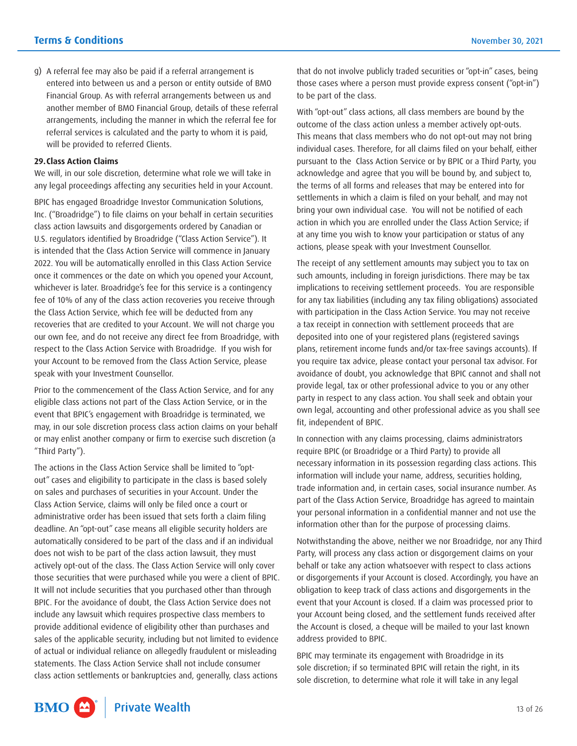g) A referral fee may also be paid if a referral arrangement is entered into between us and a person or entity outside of BMO Financial Group. As with referral arrangements between us and another member of BMO Financial Group, details of these referral arrangements, including the manner in which the referral fee for referral services is calculated and the party to whom it is paid, will be provided to referred Clients.

**29. Class Action Claims**

We will, in our sole discretion, determine what role we will take in any legal proceedings affecting any securities held in your Account.

BPIC has engaged Broadridge Investor Communication Solutions, Inc. ("Broadridge") to file claims on your behalf in certain securities class action lawsuits and disgorgements ordered by Canadian or U.S. regulators identified by Broadridge ("Class Action Service"). It is intended that the Class Action Service will commence in January 2022. You will be automatically enrolled in this Class Action Service once it commences or the date on which you opened your Account, whichever is later. Broadridge's fee for this service is a contingency fee of 10% of any of the class action recoveries you receive through the Class Action Service, which fee will be deducted from any recoveries that are credited to your Account. We will not charge you our own fee, and do not receive any direct fee from Broadridge, with respect to the Class Action Service with Broadridge. If you wish for your Account to be removed from the Class Action Service, please speak with your Investment Counsellor.

Prior to the commencement of the Class Action Service, and for any eligible class actions not part of the Class Action Service, or in the event that BPIC's engagement with Broadridge is terminated, we may, in our sole discretion process class action claims on your behalf or may enlist another company or firm to exercise such discretion (a "Third Party").

The actions in the Class Action Service shall be limited to "opt-out" cases and eligibility to participate in the class is based solely on sales and purchases of securities in your Account. Under the Class Action Service, claims will only be filed once a court or administrative order has been issued that sets forth a claim filing deadline. An "opt-out" case means all eligible security holders are automatically considered to be part of the class and if an individual does not wish to be part of the class action lawsuit, they must actively opt-out of the class. The Class Action Service will only cover those securities that were purchased while you were a client of BPIC. It will not include securities that you purchased other than through BPIC. For the avoidance of doubt, the Class Action Service does not include any lawsuit which requires prospective class members to provide additional evidence of eligibility other than purchases and sales of the applicable security, including but not limited to evidence of actual or individual reliance on allegedly fraudulent or misleading statements. The Class Action Service shall not include consumer class action settlements or bankruptcies and, generally, class actions that do not involve publicly traded securities or "opt-in" cases, being those cases where a person must provide express consent ("opt-in") to be part of the class.

With "opt-out" class actions, all class members are bound by the outcome of the class action unless a member actively opt-outs. This means that class members who do not opt-out may not bring individual cases. Therefore, for all claims filed on your behalf, either pursuant to the Class Action Service or by BPIC or a Third Party, you acknowledge and agree that you will be bound by, and subject to, the terms of all forms and releases that may be entered into for settlements in which a claim is filed on your behalf, and may not bring your own individual case. You will not be notified of each action in which you are enrolled under the Class Action Service; if at any time you wish to know your participation or status of any actions, please speak with your Investment Counsellor.

The receipt of any settlement amounts may subject you to tax on such amounts, including in foreign jurisdictions. There may be tax implications to receiving settlement proceeds. You are responsible for any tax liabilities (including any tax filing obligations) associated with participation in the Class Action Service. You may not receive a tax receipt in connection with settlement proceeds that are deposited into one of your registered plans (registered savings plans, retirement income funds and/or tax-free savings accounts). If you require tax advice, please contact your personal tax advisor. For avoidance of doubt, you acknowledge that BPIC cannot and shall not provide legal, tax or other professional advice to you or any other party in respect to any class action. You shall seek and obtain your own legal, accounting and other professional advice as you shall see fit, independent of BPIC.

In connection with any claims processing, claims administrators require BPIC (or Broadridge or a Third Party) to provide all necessary information in its possession regarding class actions. This information will include your name, address, securities holding, trade information and, in certain cases, social insurance number. As part of the Class Action Service, Broadridge has agreed to maintain your personal information in a confidential manner and not use the information other than for the purpose of processing claims.

Notwithstanding the above, neither we nor Broadridge, nor any Third Party, will process any class action or disgorgement claims on your behalf or take any action whatsoever with respect to class actions or disgorgements if your Account is closed. Accordingly, you have an obligation to keep track of class actions and disgorgements in the event that your Account is closed. If a claim was processed prior to your Account being closed, and the settlement funds received after the Account is closed, a cheque will be mailed to your last known address provided to BPIC.

BPIC may terminate its engagement with Broadridge in its sole discretion; if so terminated BPIC will retain the right, in its sole discretion, to determine what role it will take in any legal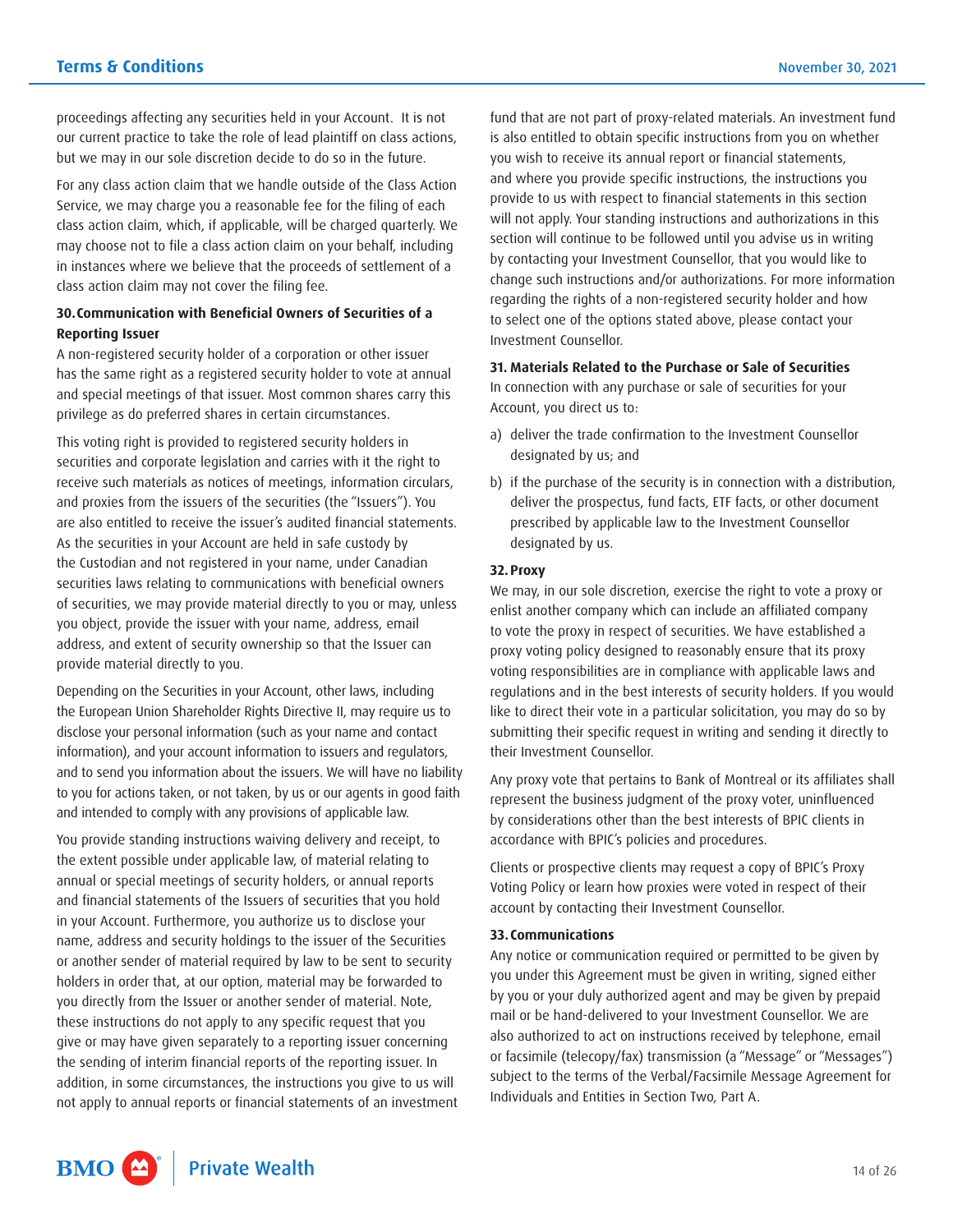proceedings affecting any securities held in your Account. It is not our current practice to take the role of lead plaintiff on class actions, but we may in our sole discretion decide to do so in the future.

For any class action claim that we handle outside of the Class Action Service, we may charge you a reasonable fee for the filing of each class action claim, which, if applicable, will be charged quarterly. We may choose not to file a class action claim on your behalf, including in instances where we believe that the proceeds of settlement of a class action claim may not cover the filing fee.

**30. Communication with Beneficial Owners of Securities of a Reporting Issuer**

A non-registered security holder of a corporation or other issuer has the same right as a registered security holder to vote at annual and special meetings of that issuer. Most common shares carry this privilege as do preferred shares in certain circumstances.

This voting right is provided to registered security holders in securities and corporate legislation and carries with it the right to receive such materials as notices of meetings, information circulars, and proxies from the issuers of the securities (the "Issuers"). You are also entitled to receive the issuer's audited financial statements. As the securities in your Account are held in safe custody by the Custodian and not registered in your name, under Canadian securities laws relating to communications with beneficial owners of securities, we may provide material directly to you or may, unless you object, provide the issuer with your name, address, email address, and extent of security ownership so that the Issuer can provide material directly to you.

Depending on the Securities in your Account, other laws, including the European Union Shareholder Rights Directive II, may require us to disclose your personal information (such as your name and contact information), and your account information to issuers and regulators, and to send you information about the issuers. We will have no liability to you for actions taken, or not taken, by us or our agents in good faith and intended to comply with any provisions of applicable law.

You provide standing instructions waiving delivery and receipt, to the extent possible under applicable law, of material relating to annual or special meetings of security holders, or annual reports and financial statements of the Issuers of securities that you hold in your Account. Furthermore, you authorize us to disclose your name, address and security holdings to the issuer of the Securities or another sender of material required by law to be sent to security holders in order that, at our option, material may be forwarded to you directly from the Issuer or another sender of material. Note, these instructions do not apply to any specific request that you give or may have given separately to a reporting issuer concerning the sending of interim financial reports of the reporting issuer. In addition, in some circumstances, the instructions you give to us will not apply to annual reports or financial statements of an investment fund that are not part of proxy-related materials. An investment fund is also entitled to obtain specific instructions from you on whether you wish to receive its annual report or financial statements, and where you provide specific instructions, the instructions you provide to us with respect to financial statements in this section will not apply. Your standing instructions and authorizations in this section will continue to be followed until you advise us in writing by contacting your Investment Counsellor, that you would like to change such instructions and/or authorizations. For more information regarding the rights of a non-registered security holder and how to select one of the options stated above, please contact your Investment Counsellor.

**31. Materials Related to the Purchase or Sale of Securities**

In connection with any purchase or sale of securities for your Account, you direct us to:

a) deliver the trade confirmation to the Investment Counsellor designated by us; and

b) if the purchase of the security is in connection with a distribution, deliver the prospectus, fund facts, ETF facts, or other document prescribed by applicable law to the Investment Counsellor designated by us.

**32. Proxy**

We may, in our sole discretion, exercise the right to vote a proxy or enlist another company which can include an affiliated company to vote the proxy in respect of securities. We have established a proxy voting policy designed to reasonably ensure that its proxy voting responsibilities are in compliance with applicable laws and regulations and in the best interests of security holders. If you would like to direct their vote in a particular solicitation, you may do so by submitting their specific request in writing and sending it directly to their Investment Counsellor.

Any proxy vote that pertains to Bank of Montreal or its affiliates shall represent the business judgment of the proxy voter, uninfluenced by considerations other than the best interests of BPIC clients in accordance with BPIC's policies and procedures.

Clients or prospective clients may request a copy of BPIC's Proxy Voting Policy or learn how proxies were voted in respect of their account by contacting their Investment Counsellor.

**33. Communications**

Any notice or communication required or permitted to be given by you under this Agreement must be given in writing, signed either by you or your duly authorized agent and may be given by prepaid mail or be hand-delivered to your Investment Counsellor. We are also authorized to act on instructions received by telephone, email or facsimile (telecopy/fax) transmission (a "Message" or "Messages") subject to the terms of the Verbal/Facsimile Message Agreement for Individuals and Entities in Section Two, Part A.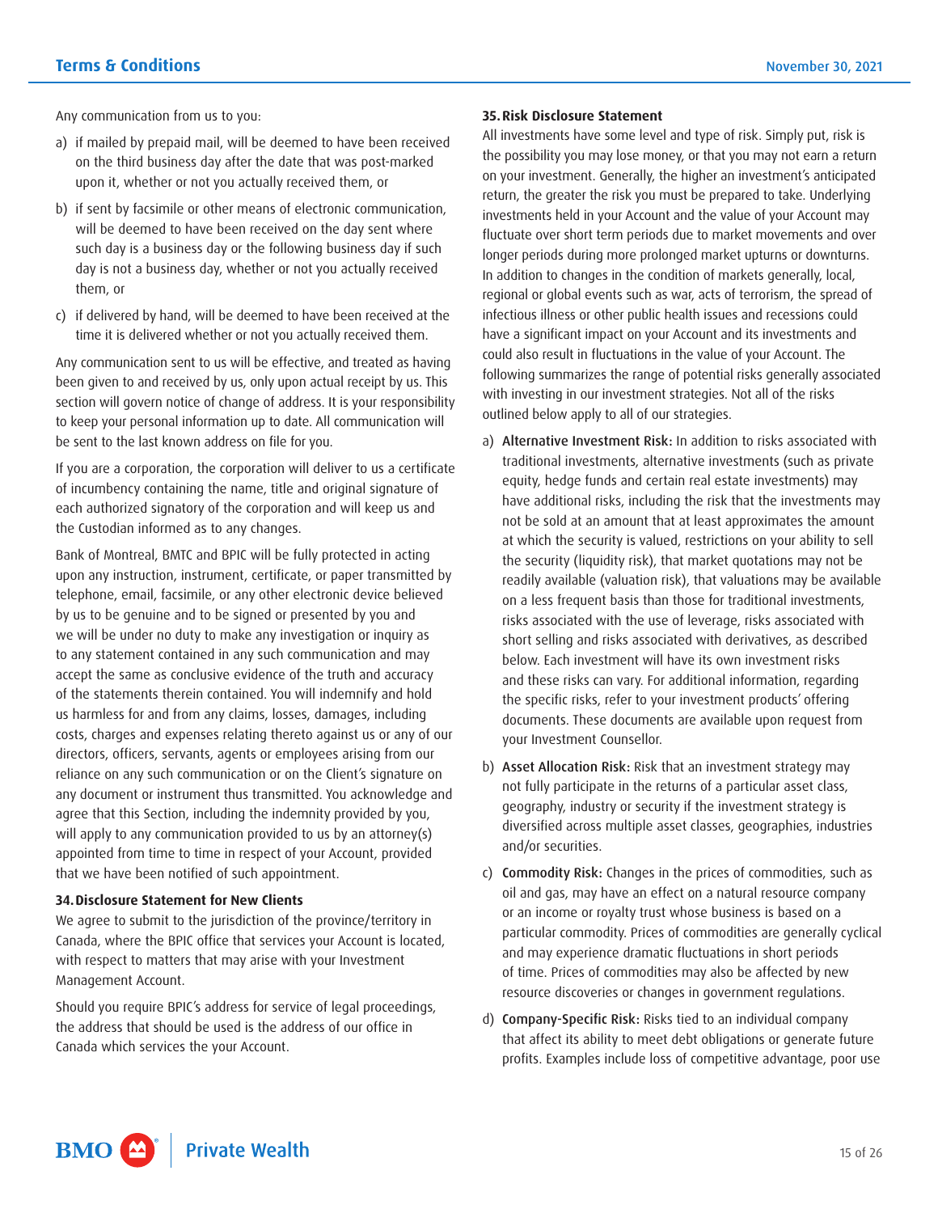Any communication from us to you:

a) if mailed by prepaid mail, will be deemed to have been received on the third business day after the date that was post-marked upon it, whether or not you actually received them, or

b) if sent by facsimile or other means of electronic communication, will be deemed to have been received on the day sent where such day is a business day or the following business day if such day is not a business day, whether or not you actually received them, or

c) if delivered by hand, will be deemed to have been received at the time it is delivered whether or not you actually received them.

Any communication sent to us will be effective, and treated as having been given to and received by us, only upon actual receipt by us. This section will govern notice of change of address. It is your responsibility to keep your personal information up to date. All communication will be sent to the last known address on file for you.

If you are a corporation, the corporation will deliver to us a certificate of incumbency containing the name, title and original signature of each authorized signatory of the corporation and will keep us and the Custodian informed as to any changes.

Bank of Montreal, BMTC and BPIC will be fully protected in acting upon any instruction, instrument, certificate, or paper transmitted by telephone, email, facsimile, or any other electronic device believed by us to be genuine and to be signed or presented by you and we will be under no duty to make any investigation or inquiry as to any statement contained in any such communication and may accept the same as conclusive evidence of the truth and accuracy of the statements therein contained. You will indemnify and hold us harmless for and from any claims, losses, damages, including costs, charges and expenses relating thereto against us or any of our directors, officers, servants, agents or employees arising from our reliance on any such communication or on the Client's signature on any document or instrument thus transmitted. You acknowledge and agree that this Section, including the indemnity provided by you, will apply to any communication provided to us by an attorney(s) appointed from time to time in respect of your Account, provided that we have been notified of such appointment.

### 34. Disclosure Statement for New Clients

We agree to submit to the jurisdiction of the province/territory in Canada, where the BPIC office that services your Account is located, with respect to matters that may arise with your Investment Management Account.

Should you require BPIC's address for service of legal proceedings, the address that should be used is the address of our office in Canada which services the your Account.

### 35. Risk Disclosure Statement

All investments have some level and type of risk. Simply put, risk is the possibility you may lose money, or that you may not earn a return on your investment. Generally, the higher an investment's anticipated return, the greater the risk you must be prepared to take. Underlying investments held in your Account and the value of your Account may fluctuate over short term periods due to market movements and over longer periods during more prolonged market upturns or downturns. In addition to changes in the condition of markets generally, local, regional or global events such as war, acts of terrorism, the spread of infectious illness or other public health issues and recessions could have a significant impact on your Account and its investments and could also result in fluctuations in the value of your Account. The following summarizes the range of potential risks generally associated with investing in our investment strategies. Not all of the risks outlined below apply to all of our strategies.

a) **Alternative Investment Risk:** In addition to risks associated with traditional investments, alternative investments (such as private equity, hedge funds and certain real estate investments) may have additional risks, including the risk that the investments may not be sold at an amount that at least approximates the amount at which the security is valued, restrictions on your ability to sell the security (liquidity risk), that market quotations may not be readily available (valuation risk), that valuations may be available on a less frequent basis than those for traditional investments, risks associated with the use of leverage, risks associated with short selling and risks associated with derivatives, as described below. Each investment will have its own investment risks and these risks can vary. For additional information, regarding the specific risks, refer to your investment products' offering documents. These documents are available upon request from your Investment Counsellor.

b) **Asset Allocation Risk:** Risk that an investment strategy may not fully participate in the returns of a particular asset class, geography, industry or security if the investment strategy is diversified across multiple asset classes, geographies, industries and/or securities.

c) **Commodity Risk:** Changes in the prices of commodities, such as oil and gas, may have an effect on a natural resource company or an income or royalty trust whose business is based on a particular commodity. Prices of commodities are generally cyclical and may experience dramatic fluctuations in short periods of time. Prices of commodities may also be affected by new resource discoveries or changes in government regulations.

d) **Company-Specific Risk:** Risks tied to an individual company that affect its ability to meet debt obligations or generate future profits. Examples include loss of competitive advantage, poor use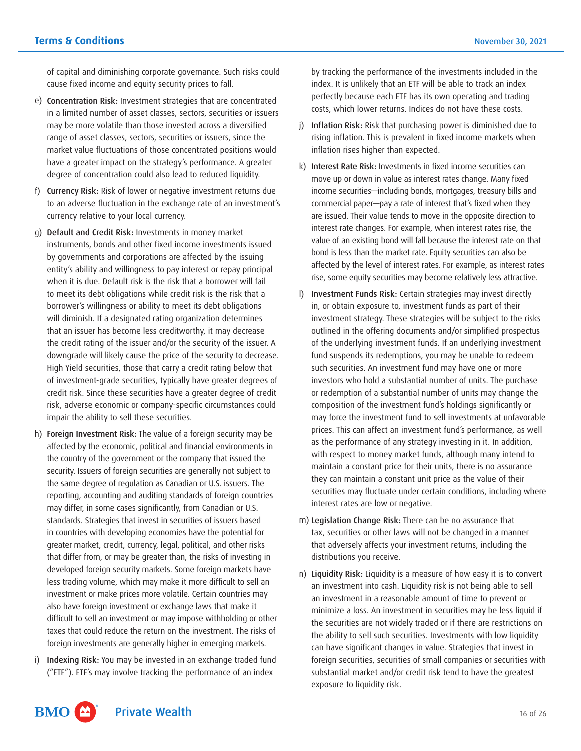of capital and diminishing corporate governance. Such risks could cause fixed income and equity security prices to fall.

e) **Concentration Risk:** Investment strategies that are concentrated in a limited number of asset classes, sectors, securities or issuers may be more volatile than those invested across a diversified range of asset classes, sectors, securities or issuers, since the market value fluctuations of those concentrated positions would have a greater impact on the strategy's performance. A greater degree of concentration could also lead to reduced liquidity.

f) **Currency Risk:** Risk of lower or negative investment returns due to an adverse fluctuation in the exchange rate of an investment's currency relative to your local currency.

g) **Default and Credit Risk:** Investments in money market instruments, bonds and other fixed income investments issued by governments and corporations are affected by the issuing entity's ability and willingness to pay interest or repay principal when it is due. Default risk is the risk that a borrower will fail to meet its debt obligations while credit risk is the risk that a borrower's willingness or ability to meet its debt obligations will diminish. If a designated rating organization determines that an issuer has become less creditworthy, it may decrease the credit rating of the issuer and/or the security of the issuer. A downgrade will likely cause the price of the security to decrease. High Yield securities, those that carry a credit rating below that of investment-grade securities, typically have greater degrees of credit risk. Since these securities have a greater degree of credit risk, adverse economic or company-specific circumstances could impair the ability to sell these securities.

h) **Foreign Investment Risk:** The value of a foreign security may be affected by the economic, political and financial environments in the country of the government or the company that issued the security. Issuers of foreign securities are generally not subject to the same degree of regulation as Canadian or U.S. issuers. The reporting, accounting and auditing standards of foreign countries may differ, in some cases significantly, from Canadian or U.S. standards. Strategies that invest in securities of issuers based in countries with developing economies have the potential for greater market, credit, currency, legal, political, and other risks that differ from, or may be greater than, the risks of investing in developed foreign security markets. Some foreign markets have less trading volume, which may make it more difficult to sell an investment or make prices more volatile. Certain countries may also have foreign investment or exchange laws that make it difficult to sell an investment or may impose withholding or other taxes that could reduce the return on the investment. The risks of foreign investments are generally higher in emerging markets.

i) **Indexing Risk:** You may be invested in an exchange traded fund ("ETF"). ETF's may involve tracking the performance of an index by tracking the performance of the investments included in the index. It is unlikely that an ETF will be able to track an index perfectly because each ETF has its own operating and trading costs, which lower returns. Indices do not have these costs.

j) **Inflation Risk:** Risk that purchasing power is diminished due to rising inflation. This is prevalent in fixed income markets when inflation rises higher than expected.

k) **Interest Rate Risk:** Investments in fixed income securities can move up or down in value as interest rates change. Many fixed income securities—including bonds, mortgages, treasury bills and commercial paper—pay a rate of interest that's fixed when they are issued. Their value tends to move in the opposite direction to interest rate changes. For example, when interest rates rise, the value of an existing bond will fall because the interest rate on that bond is less than the market rate. Equity securities can also be affected by the level of interest rates. For example, as interest rates rise, some equity securities may become relatively less attractive.

l) **Investment Funds Risk:** Certain strategies may invest directly in, or obtain exposure to, investment funds as part of their investment strategy. These strategies will be subject to the risks outlined in the offering documents and/or simplified prospectus of the underlying investment funds. If an underlying investment fund suspends its redemptions, you may be unable to redeem such securities. An investment fund may have one or more investors who hold a substantial number of units. The purchase or redemption of a substantial number of units may change the composition of the investment fund's holdings significantly or may force the investment fund to sell investments at unfavorable prices. This can affect an investment fund's performance, as well as the performance of any strategy investing in it. In addition, with respect to money market funds, although many intend to maintain a constant price for their units, there is no assurance they can maintain a constant unit price as the value of their securities may fluctuate under certain conditions, including where interest rates are low or negative.

m) **Legislation Change Risk:** There can be no assurance that tax, securities or other laws will not be changed in a manner that adversely affects your investment returns, including the distributions you receive.

n) **Liquidity Risk:** Liquidity is a measure of how easy it is to convert an investment into cash. Liquidity risk is not being able to sell an investment in a reasonable amount of time to prevent or minimize a loss. An investment in securities may be less liquid if the securities are not widely traded or if there are restrictions on the ability to sell such securities. Investments with low liquidity can have significant changes in value. Strategies that invest in foreign securities, securities of small companies or securities with substantial market and/or credit risk tend to have the greatest exposure to liquidity risk.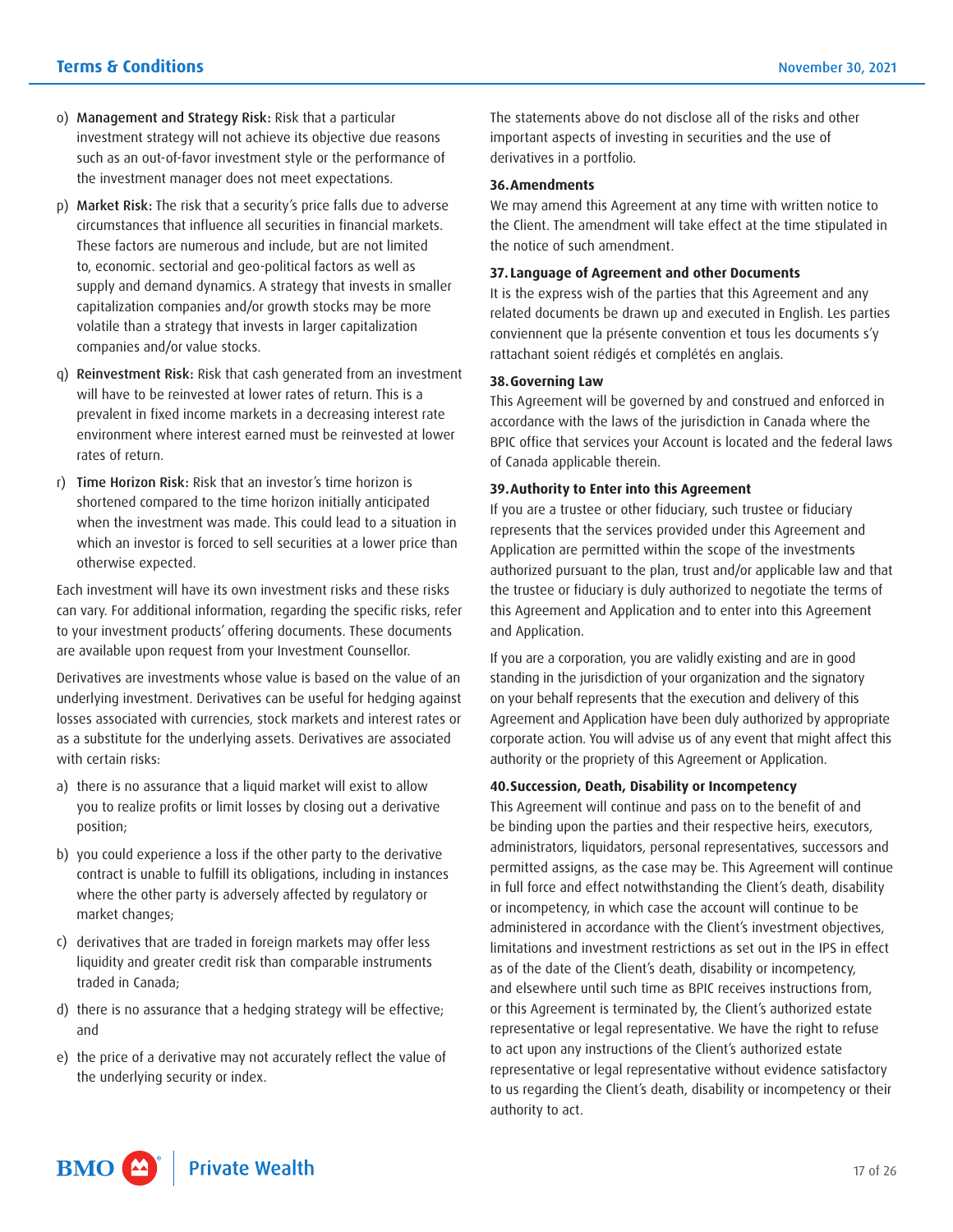o) **Management and Strategy Risk:** Risk that a particular investment strategy will not achieve its objective due reasons such as an out-of-favor investment style or the performance of the investment manager does not meet expectations.

p) **Market Risk:** The risk that a security's price falls due to adverse circumstances that influence all securities in financial markets. These factors are numerous and include, but are not limited to, economic. sectorial and geo-political factors as well as supply and demand dynamics. A strategy that invests in smaller capitalization companies and/or growth stocks may be more volatile than a strategy that invests in larger capitalization companies and/or value stocks.

q) **Reinvestment Risk:** Risk that cash generated from an investment will have to be reinvested at lower rates of return. This is a prevalent in fixed income markets in a decreasing interest rate environment where interest earned must be reinvested at lower rates of return.

r) **Time Horizon Risk:** Risk that an investor's time horizon is shortened compared to the time horizon initially anticipated when the investment was made. This could lead to a situation in which an investor is forced to sell securities at a lower price than otherwise expected.

Each investment will have its own investment risks and these risks can vary. For additional information, regarding the specific risks, refer to your investment products' offering documents. These documents are available upon request from your Investment Counsellor.

Derivatives are investments whose value is based on the value of an underlying investment. Derivatives can be useful for hedging against losses associated with currencies, stock markets and interest rates or as a substitute for the underlying assets. Derivatives are associated with certain risks:

a) there is no assurance that a liquid market will exist to allow you to realize profits or limit losses by closing out a derivative position;

b) you could experience a loss if the other party to the derivative contract is unable to fulfill its obligations, including in instances where the other party is adversely affected by regulatory or market changes;

c) derivatives that are traded in foreign markets may offer less liquidity and greater credit risk than comparable instruments traded in Canada;

d) there is no assurance that a hedging strategy will be effective; and

e) the price of a derivative may not accurately reflect the value of the underlying security or index.

The statements above do not disclose all of the risks and other important aspects of investing in securities and the use of derivatives in a portfolio.

### 36. Amendments

We may amend this Agreement at any time with written notice to the Client. The amendment will take effect at the time stipulated in the notice of such amendment.

### 37. Language of Agreement and other Documents

It is the express wish of the parties that this Agreement and any related documents be drawn up and executed in English. Les parties conviennent que la présente convention et tous les documents s'y rattachant soient rédigés et complétés en anglais.

### 38. Governing Law

This Agreement will be governed by and construed and enforced in accordance with the laws of the jurisdiction in Canada where the BPIC office that services your Account is located and the federal laws of Canada applicable therein.

### 39. Authority to Enter into this Agreement

If you are a trustee or other fiduciary, such trustee or fiduciary represents that the services provided under this Agreement and Application are permitted within the scope of the investments authorized pursuant to the plan, trust and/or applicable law and that the trustee or fiduciary is duly authorized to negotiate the terms of this Agreement and Application and to enter into this Agreement and Application.

If you are a corporation, you are validly existing and are in good standing in the jurisdiction of your organization and the signatory on your behalf represents that the execution and delivery of this Agreement and Application have been duly authorized by appropriate corporate action. You will advise us of any event that might affect this authority or the propriety of this Agreement or Application.

### 40. Succession, Death, Disability or Incompetency

This Agreement will continue and pass on to the benefit of and be binding upon the parties and their respective heirs, executors, administrators, liquidators, personal representatives, successors and permitted assigns, as the case may be. This Agreement will continue in full force and effect notwithstanding the Client's death, disability or incompetency, in which case the account will continue to be administered in accordance with the Client's investment objectives, limitations and investment restrictions as set out in the IPS in effect as of the date of the Client's death, disability or incompetency, and elsewhere until such time as BPIC receives instructions from, or this Agreement is terminated by, the Client's authorized estate representative or legal representative. We have the right to refuse to act upon any instructions of the Client's authorized estate representative or legal representative without evidence satisfactory to us regarding the Client's death, disability or incompetency or their authority to act.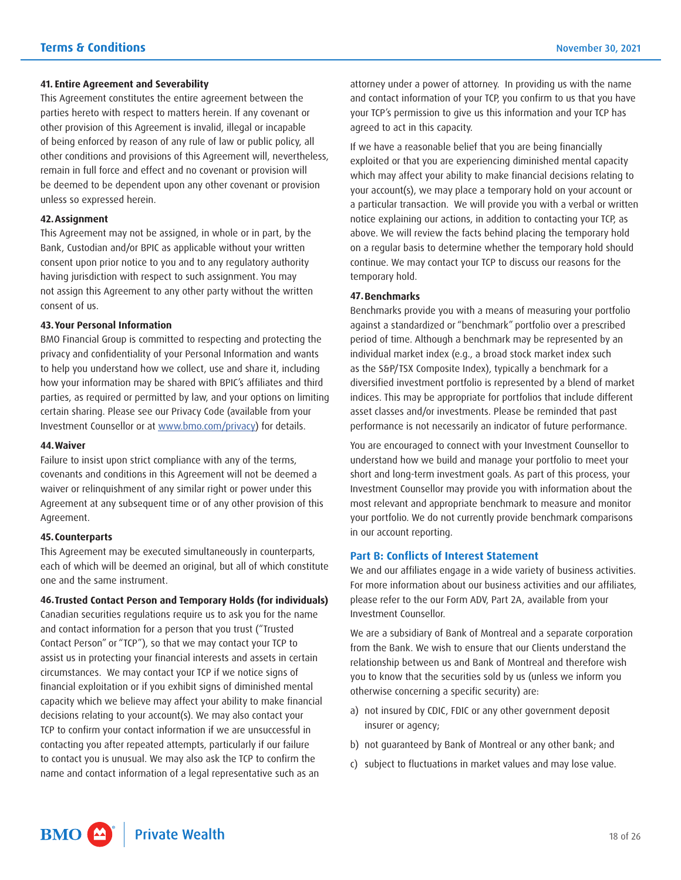### 41. Entire Agreement and Severability

This Agreement constitutes the entire agreement between the parties hereto with respect to matters herein. If any covenant or other provision of this Agreement is invalid, illegal or incapable of being enforced by reason of any rule of law or public policy, all other conditions and provisions of this Agreement will, nevertheless, remain in full force and effect and no covenant or provision will be deemed to be dependent upon any other covenant or provision unless so expressed herein.

### 42. Assignment

This Agreement may not be assigned, in whole or in part, by the Bank, Custodian and/or BPIC as applicable without your written consent upon prior notice to you and to any regulatory authority having jurisdiction with respect to such assignment. You may not assign this Agreement to any other party without the written consent of us.

### 43. Your Personal Information

BMO Financial Group is committed to respecting and protecting the privacy and confidentiality of your Personal Information and wants to help you understand how we collect, use and share it, including how your information may be shared with BPIC's affiliates and third parties, as required or permitted by law, and your options on limiting certain sharing. Please see our Privacy Code (available from your Investment Counsellor or at www.bmo.com/privacy) for details.

### 44. Waiver

Failure to insist upon strict compliance with any of the terms, covenants and conditions in this Agreement will not be deemed a waiver or relinquishment of any similar right or power under this Agreement at any subsequent time or of any other provision of this Agreement.

### 45. Counterparts

This Agreement may be executed simultaneously in counterparts, each of which will be deemed an original, but all of which constitute one and the same instrument.

### 46. Trusted Contact Person and Temporary Holds (for individuals)

Canadian securities regulations require us to ask you for the name and contact information for a person that you trust ("Trusted Contact Person" or "TCP"), so that we may contact your TCP to assist us in protecting your financial interests and assets in certain circumstances. We may contact your TCP if we notice signs of financial exploitation or if you exhibit signs of diminished mental capacity which we believe may affect your ability to make financial decisions relating to your account(s). We may also contact your TCP to confirm your contact information if we are unsuccessful in contacting you after repeated attempts, particularly if our failure to contact you is unusual. We may also ask the TCP to confirm the name and contact information of a legal representative such as an attorney under a power of attorney. In providing us with the name and contact information of your TCP, you confirm to us that you have your TCP's permission to give us this information and your TCP has agreed to act in this capacity.

If we have a reasonable belief that you are being financially exploited or that you are experiencing diminished mental capacity which may affect your ability to make financial decisions relating to your account(s), we may place a temporary hold on your account or a particular transaction. We will provide you with a verbal or written notice explaining our actions, in addition to contacting your TCP, as above. We will review the facts behind placing the temporary hold on a regular basis to determine whether the temporary hold should continue. We may contact your TCP to discuss our reasons for the temporary hold.

### 47. Benchmarks

Benchmarks provide you with a means of measuring your portfolio against a standardized or "benchmark" portfolio over a prescribed period of time. Although a benchmark may be represented by an individual market index (e.g., a broad stock market index such as the S&P/TSX Composite Index), typically a benchmark for a diversified investment portfolio is represented by a blend of market indices. This may be appropriate for portfolios that include different asset classes and/or investments. Please be reminded that past performance is not necessarily an indicator of future performance.

You are encouraged to connect with your Investment Counsellor to understand how we build and manage your portfolio to meet your short and long-term investment goals. As part of this process, your Investment Counsellor may provide you with information about the most relevant and appropriate benchmark to measure and monitor your portfolio. We do not currently provide benchmark comparisons in our account reporting.

## Part B: Conflicts of Interest Statement

We and our affiliates engage in a wide variety of business activities. For more information about our business activities and our affiliates, please refer to the our Form ADV, Part 2A, available from your Investment Counsellor.

We are a subsidiary of Bank of Montreal and a separate corporation from the Bank. We wish to ensure that our Clients understand the relationship between us and Bank of Montreal and therefore wish you to know that the securities sold by us (unless we inform you otherwise concerning a specific security) are:

a) not insured by CDIC, FDIC or any other government deposit insurer or agency;

b) not guaranteed by Bank of Montreal or any other bank; and

c) subject to fluctuations in market values and may lose value.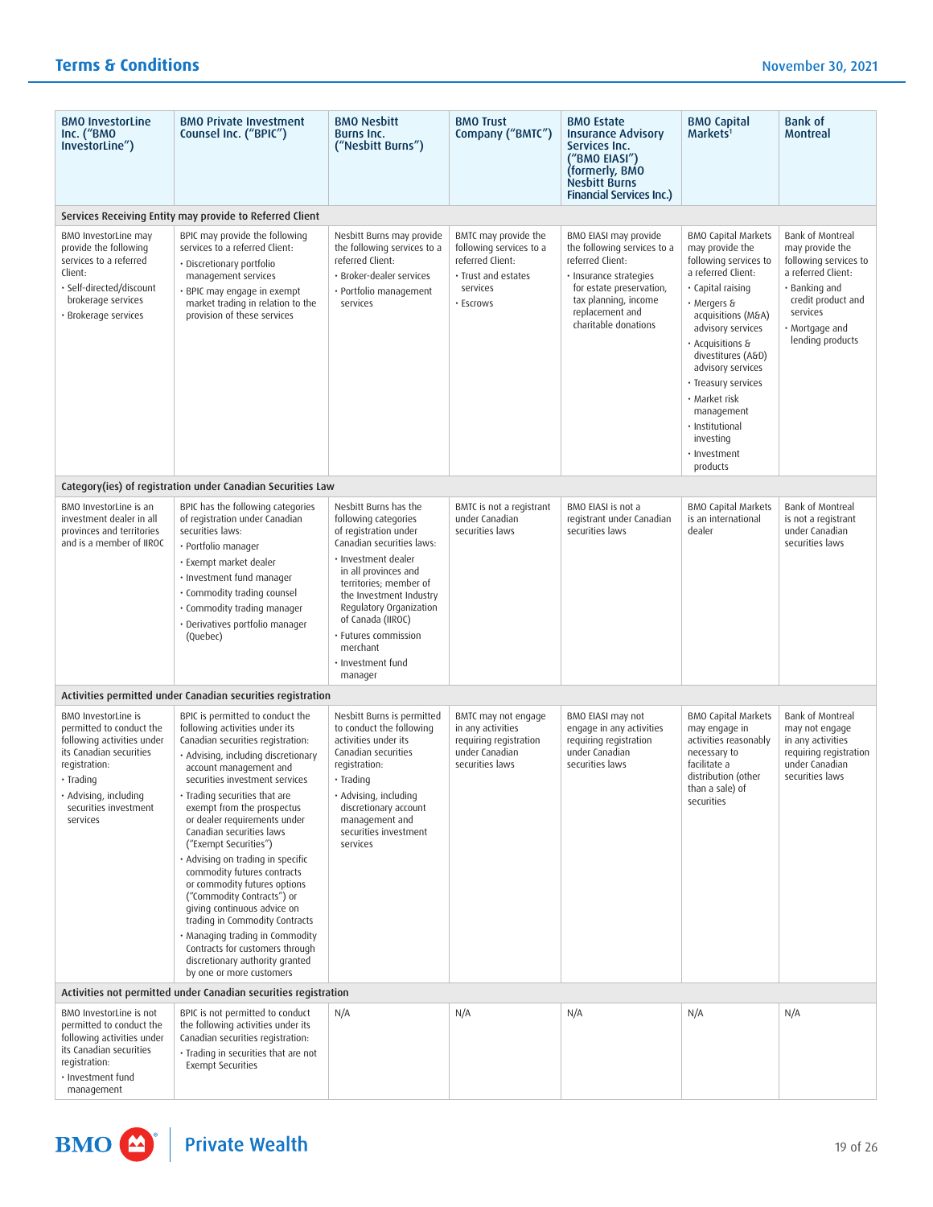| BMO InvestorLine Inc. ("BMO InvestorLine") | BMO Private Investment Counsel Inc. ("BPIC") | BMO Nesbitt Burns Inc. ("Nesbitt Burns") | BMO Trust Company ("BMTC") | BMO Estate Insurance Advisory Services Inc. ("BMO EIASI") (formerly, BMO Nesbitt Burns Financial Services Inc.) | BMO Capital Markets[1] | Bank of Montreal |
|---|---|---|---|---|---|---|
| **Services Receiving Entity may provide to Referred Client** | | | | | | |
| BMO InvestorLine may provide the following services to a referred Client:<br>• Self-directed/discount brokerage services<br>• Brokerage services | BPIC may provide the following services to a referred Client:<br>• Discretionary portfolio management services<br>• BPIC may engage in exempt market trading in relation to the provision of these services | Nesbitt Burns may provide the following services to a referred Client:<br>• Broker-dealer services<br>• Portfolio management services | BMTC may provide the following services to a referred Client:<br>• Trust and estates services<br>• Escrows | BMO EIASI may provide the following services to a referred Client:<br>• Insurance strategies for estate preservation, tax planning, income replacement and charitable donations | BMO Capital Markets may provide the following services to a referred Client:<br>• Capital raising<br>• Mergers & acquisitions (M&A) advisory services<br>• Acquisitions & divestitures (A&D) advisory services<br>• Treasury services<br>• Market risk management<br>• Institutional investing<br>• Investment products | Bank of Montreal may provide the following services to a referred Client:<br>• Banking and credit product and services<br>• Mortgage and lending products |
| **Category(ies) of registration under Canadian Securities Law** | | | | | | |
| BMO InvestorLine is an investment dealer in all provinces and territories and is a member of IIROC | BPIC has the following categories of registration under Canadian securities laws:<br>• Portfolio manager<br>• Exempt market dealer<br>• Investment fund manager<br>• Commodity trading counsel<br>• Commodity trading manager<br>• Derivatives portfolio manager (Quebec) | Nesbitt Burns has the following categories of registration under Canadian securities laws:<br>• Investment dealer in all provinces and territories; member of the Investment Industry Regulatory Organization of Canada (IIROC)<br>• Futures commission merchant<br>• Investment fund manager | BMTC is not a registrant under Canadian securities laws | BMO EIASI is not a registrant under Canadian securities laws | BMO Capital Markets is an international dealer | Bank of Montreal is not a registrant under Canadian securities laws |
| **Activities permitted under Canadian securities registration** | | | | | | |
| BMO InvestorLine is permitted to conduct the following activities under its Canadian securities registration:<br>• Trading<br>• Advising, including securities investment services | BPIC is permitted to conduct the following activities under its Canadian securities registration:<br>• Advising, including discretionary account management and securities investment services<br>• Trading securities that are exempt from the prospectus or dealer requirements under Canadian securities laws ("Exempt Securities")<br>• Advising on trading in specific commodity futures contracts or commodity futures options ("Commodity Contracts") or giving continuous advice on trading in Commodity Contracts<br>• Managing trading in Commodity Contracts for customers through discretionary authority granted by one or more customers | Nesbitt Burns is permitted to conduct the following activities under its Canadian securities registration:<br>• Trading<br>• Advising, including discretionary account management and securities investment services | BMTC may not engage in any activities requiring registration under Canadian securities laws | BMO EIASI may not engage in any activities requiring registration under Canadian securities laws | BMO Capital Markets may engage in activities reasonably necessary to facilitate a distribution (other than a sale) of securities | Bank of Montreal may not engage in any activities requiring registration under Canadian securities laws |
| **Activities not permitted under Canadian securities registration** | | | | | | |
| BMO InvestorLine is not permitted to conduct the following activities under its Canadian securities registration:<br>• Investment fund management | BPIC is not permitted to conduct the following activities under its Canadian securities registration:<br>• Trading in securities that are not Exempt Securities | N/A | N/A | N/A | N/A | N/A |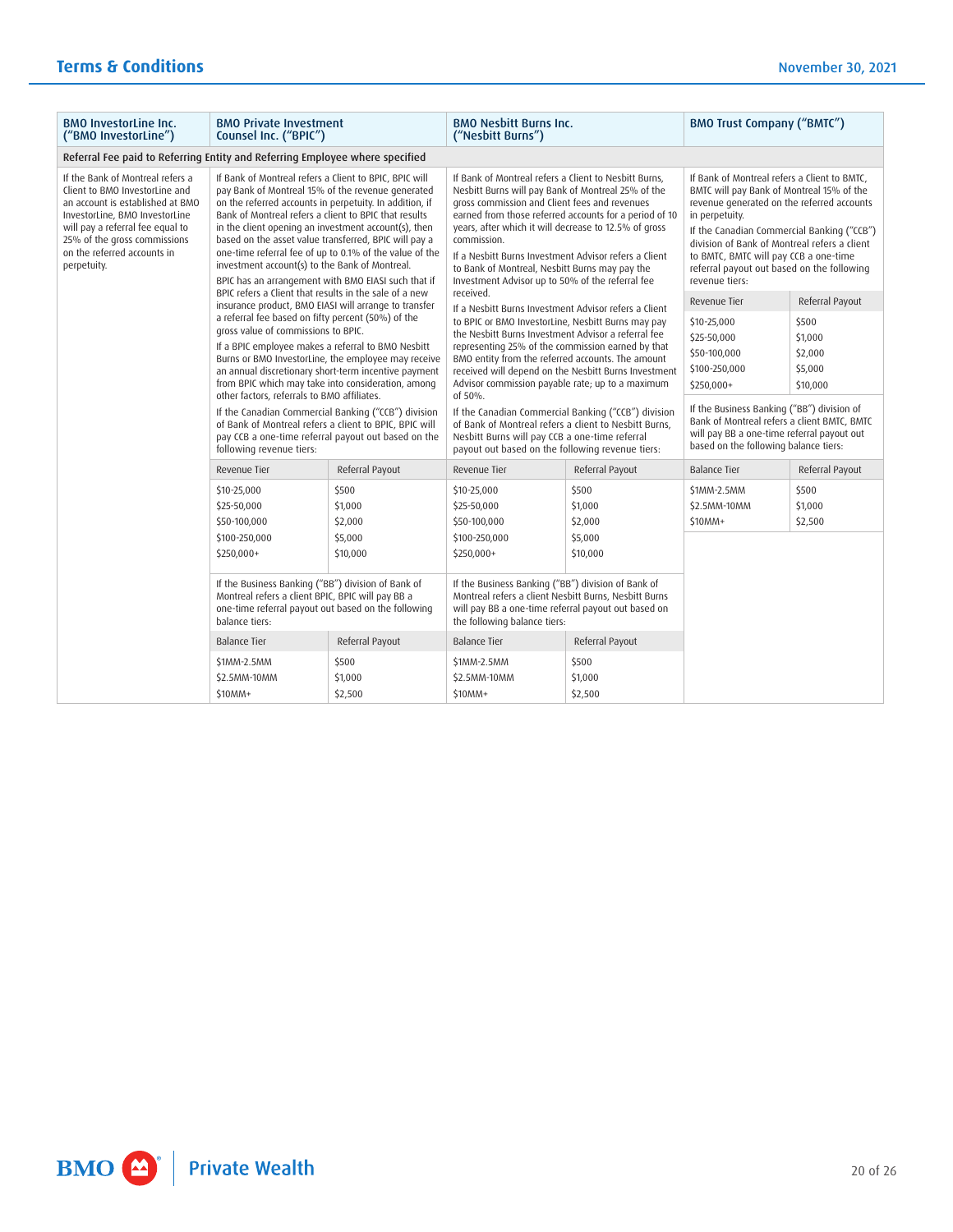| BMO InvestorLine Inc. ("BMO InvestorLine") | BMO Private Investment Counsel Inc. ("BPIC") | BMO Nesbitt Burns Inc. ("Nesbitt Burns") | BMO Trust Company ("BMTC") |
|---|---|---|---|
| **Referral Fee paid to Referring Entity and Referring Employee where specified** | | | |
| If the Bank of Montreal refers a Client to BMO InvestorLine and an account is established at BMO InvestorLine, BMO InvestorLine will pay a referral fee equal to 25% of the gross commissions on the referred accounts in perpetuity. | If Bank of Montreal refers a Client to BPIC, BPIC will pay Bank of Montreal 15% of the revenue generated on the referred accounts in perpetuity. In addition, if Bank of Montreal refers a client to BPIC that results in the client opening an investment account(s), then based on the asset value transferred, BPIC will pay a one-time referral fee of up to 0.1% of the value of the investment account(s) to the Bank of Montreal.<br><br>BPIC has an arrangement with BMO EIASI such that if BPIC refers a Client that results in the sale of a new insurance product, BMO EIASI will arrange to transfer a referral fee based on fifty percent (50%) of the gross value of commissions to BPIC.<br><br>If a BPIC employee makes a referral to BMO Nesbitt Burns or BMO InvestorLine, the employee may receive an annual discretionary short-term incentive payment from BPIC which may take into consideration, among other factors, referrals to BMO affiliates.<br><br>If the Canadian Commercial Banking ("CCB") division of Bank of Montreal refers a client to BPIC, BPIC will pay CCB a one-time referral payout out based on the following revenue tiers:<br><br>Revenue Tier – Referral Payout<br>$10-25,000 – $500<br>$25-50,000 – $1,000<br>$50-100,000 – $2,000<br>$100-250,000 – $5,000<br>$250,000+ – $10,000<br><br>If the Business Banking ("BB") division of Bank of Montreal refers a client BPIC, BPIC will pay BB a one-time referral payout out based on the following balance tiers:<br><br>Balance Tier – Referral Payout<br>$1MM-2.5MM – $500<br>$2.5MM-10MM – $1,000<br>$10MM+ – $2,500 | If Bank of Montreal refers a Client to Nesbitt Burns, Nesbitt Burns will pay Bank of Montreal 25% of the gross commission and Client fees and revenues earned from those referred accounts for a period of 10 years, after which it will decrease to 12.5% of gross commission.<br><br>If a Nesbitt Burns Investment Advisor refers a Client to Bank of Montreal, Nesbitt Burns may pay the Investment Advisor up to 50% of the referral fee received.<br><br>If a Nesbitt Burns Investment Advisor refers a Client to BPIC or BMO InvestorLine, Nesbitt Burns may pay the Nesbitt Burns Investment Advisor a referral fee representing 25% of the commission earned by that BMO entity from the referred accounts. The amount received will depend on the Nesbitt Burns Investment Advisor commission payable rate; up to a maximum of 50%.<br><br>If the Canadian Commercial Banking ("CCB") division of Bank of Montreal refers a client to Nesbitt Burns, Nesbitt Burns will pay CCB a one-time referral payout out based on the following revenue tiers:<br><br>Revenue Tier – Referral Payout<br>$10-25,000 – $500<br>$25-50,000 – $1,000<br>$50-100,000 – $2,000<br>$100-250,000 – $5,000<br>$250,000+ – $10,000<br><br>If the Business Banking ("BB") division of Bank of Montreal refers a client Nesbitt Burns, Nesbitt Burns will pay BB a one-time referral payout out based on the following balance tiers:<br><br>Balance Tier – Referral Payout<br>$1MM-2.5MM – $500<br>$2.5MM-10MM – $1,000<br>$10MM+ – $2,500 | If Bank of Montreal refers a Client to BMTC, BMTC will pay Bank of Montreal 15% of the revenue generated on the referred accounts in perpetuity.<br><br>If the Canadian Commercial Banking ("CCB") division of Bank of Montreal refers a client to BMTC, BMTC will pay CCB a one-time referral payout out based on the following revenue tiers:<br><br>Revenue Tier – Referral Payout<br>$10-25,000 – $500<br>$25-50,000 – $1,000<br>$50-100,000 – $2,000<br>$100-250,000 – $5,000<br>$250,000+ – $10,000<br><br>If the Business Banking ("BB") division of Bank of Montreal refers a client BMTC, BMTC will pay BB a one-time referral payout out based on the following balance tiers:<br><br>Balance Tier – Referral Payout<br>$1MM-2.5MM – $500<br>$2.5MM-10MM – $1,000<br>$10MM+ – $2,500 |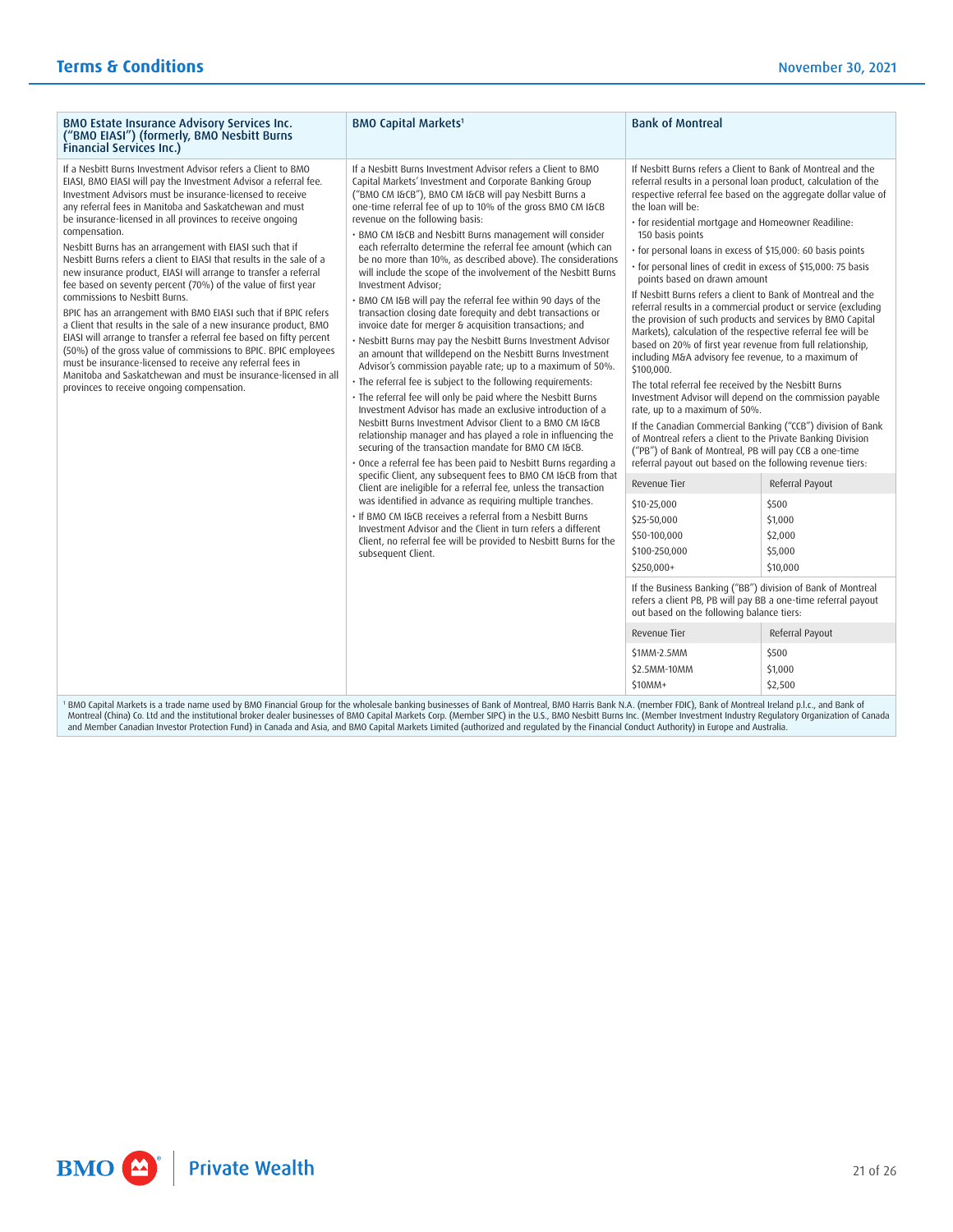## BMO Estate Insurance Advisory Services Inc. ("BMO EIASI") (formerly, BMO Nesbitt Burns Financial Services Inc.)

If a Nesbitt Burns Investment Advisor refers a Client to BMO EIASI, BMO EIASI will pay the Investment Advisor a referral fee. Investment Advisors must be insurance-licensed to receive any referral fees in Manitoba and Saskatchewan and must be insurance-licensed in all provinces to receive ongoing compensation.

Nesbitt Burns has an arrangement with EIASI such that if Nesbitt Burns refers a client to EIASI that results in the sale of a new insurance product, EIASI will arrange to transfer a referral fee based on seventy percent (70%) of the value of first year commissions to Nesbitt Burns.

BPIC has an arrangement with BMO EIASI such that if BPIC refers a Client that results in the sale of a new insurance product, BMO EIASI will arrange to transfer a referral fee based on fifty percent (50%) of the gross value of commissions to BPIC. BPIC employees must be insurance-licensed to receive any referral fees in Manitoba and Saskatchewan and must be insurance-licensed in all provinces to receive ongoing compensation.

## BMO Capital Markets[1]

If a Nesbitt Burns Investment Advisor refers a Client to BMO Capital Markets' Investment and Corporate Banking Group ("BMO CM I&CB"), BMO CM I&CB will pay Nesbitt Burns a one-time referral fee of up to 10% of the gross BMO CM I&CB revenue on the following basis:

- BMO CM I&CB and Nesbitt Burns management will consider each referralto determine the referral fee amount (which can be no more than 10%, as described above). The considerations will include the scope of the involvement of the Nesbitt Burns Investment Advisor;
- BMO CM I&B will pay the referral fee within 90 days of the transaction closing date forequity and debt transactions or invoice date for merger & acquisition transactions; and
- Nesbitt Burns may pay the Nesbitt Burns Investment Advisor an amount that willdepend on the Nesbitt Burns Investment Advisor's commission payable rate; up to a maximum of 50%.
- The referral fee is subject to the following requirements:
- The referral fee will only be paid where the Nesbitt Burns Investment Advisor has made an exclusive introduction of a Nesbitt Burns Investment Advisor Client to a BMO CM I&CB relationship manager and has played a role in influencing the securing of the transaction mandate for BMO CM I&CB.
- Once a referral fee has been paid to Nesbitt Burns regarding a specific Client, any subsequent fees to BMO CM I&CB from that Client are ineligible for a referral fee, unless the transaction was identified in advance as requiring multiple tranches.
- If BMO CM I&CB receives a referral from a Nesbitt Burns Investment Advisor and the Client in turn refers a different Client, no referral fee will be provided to Nesbitt Burns for the subsequent Client.

## Bank of Montreal

If Nesbitt Burns refers a Client to Bank of Montreal and the referral results in a personal loan product, calculation of the respective referral fee based on the aggregate dollar value of the loan will be:

- for residential mortgage and Homeowner Readiline: 150 basis points
- for personal loans in excess of $15,000: 60 basis points
- for personal lines of credit in excess of $15,000: 75 basis points based on drawn amount

If Nesbitt Burns refers a client to Bank of Montreal and the referral results in a commercial product or service (excluding the provision of such products and services by BMO Capital Markets), calculation of the respective referral fee will be based on 20% of first year revenue from full relationship, including M&A advisory fee revenue, to a maximum of $100,000.

The total referral fee received by the Nesbitt Burns Investment Advisor will depend on the commission payable rate, up to a maximum of 50%.

If the Canadian Commercial Banking ("CCB") division of Bank of Montreal refers a client to the Private Banking Division ("PB") of Bank of Montreal, PB will pay CCB a one-time referral payout out based on the following revenue tiers:

| Revenue Tier | Referral Payout |
|---|---|
| $10-25,000 | $500 |
| $25-50,000 | $1,000 |
| $50-100,000 | $2,000 |
| $100-250,000 | $5,000 |
| $250,000+ | $10,000 |

If the Business Banking ("BB") division of Bank of Montreal refers a client PB, PB will pay BB a one-time referral payout out based on the following balance tiers:

| Revenue Tier | Referral Payout |
|---|---|
| $1MM-2.5MM | $500 |
| $2.5MM-10MM | $1,000 |
| $10MM+ | $2,500 |

[1] BMO Capital Markets is a trade name used by BMO Financial Group for the wholesale banking businesses of Bank of Montreal, BMO Harris Bank N.A. (member FDIC), Bank of Montreal Ireland p.l.c., and Bank of Montreal (China) Co. Ltd and the institutional broker dealer businesses of BMO Capital Markets Corp. (Member SIPC) in the U.S., BMO Nesbitt Burns Inc. (Member Investment Industry Regulatory Organization of Canada and Member Canadian Investor Protection Fund) in Canada and Asia, and BMO Capital Markets Limited (authorized and regulated by the Financial Conduct Authority) in Europe and Australia.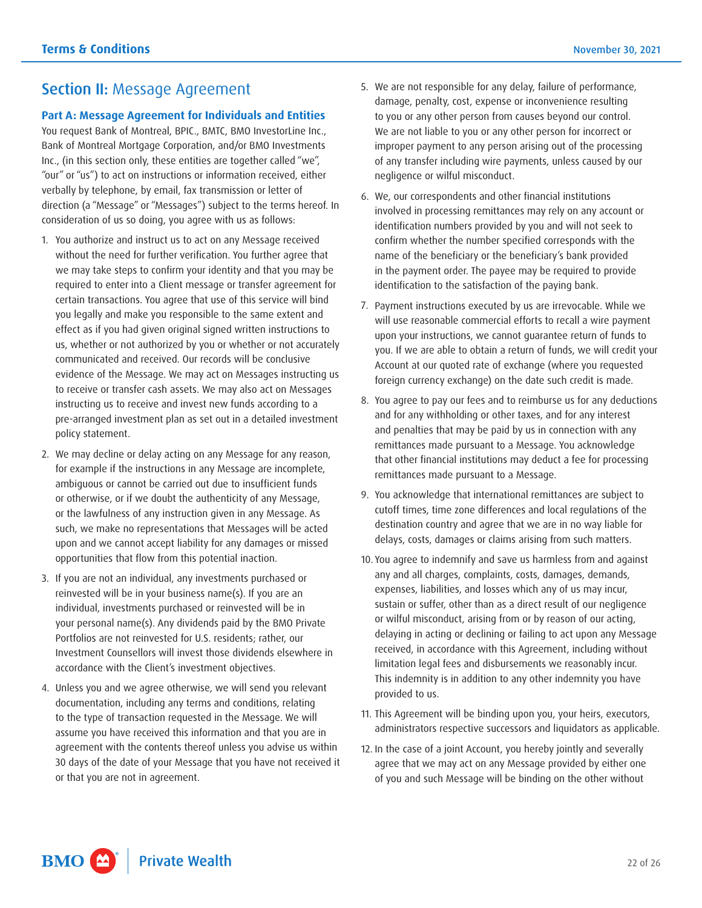## Section II: Message Agreement

### Part A: Message Agreement for Individuals and Entities

You request Bank of Montreal, BPIC., BMTC, BMO InvestorLine Inc., Bank of Montreal Mortgage Corporation, and/or BMO Investments Inc., (in this section only, these entities are together called "we", "our" or "us") to act on instructions or information received, either verbally by telephone, by email, fax transmission or letter of direction (a "Message" or "Messages") subject to the terms hereof. In consideration of us so doing, you agree with us as follows:

1. You authorize and instruct us to act on any Message received without the need for further verification. You further agree that we may take steps to confirm your identity and that you may be required to enter into a Client message or transfer agreement for certain transactions. You agree that use of this service will bind you legally and make you responsible to the same extent and effect as if you had given original signed written instructions to us, whether or not authorized by you or whether or not accurately communicated and received. Our records will be conclusive evidence of the Message. We may act on Messages instructing us to receive or transfer cash assets. We may also act on Messages instructing us to receive and invest new funds according to a pre-arranged investment plan as set out in a detailed investment policy statement.
2. We may decline or delay acting on any Message for any reason, for example if the instructions in any Message are incomplete, ambiguous or cannot be carried out due to insufficient funds or otherwise, or if we doubt the authenticity of any Message, or the lawfulness of any instruction given in any Message. As such, we make no representations that Messages will be acted upon and we cannot accept liability for any damages or missed opportunities that flow from this potential inaction.
3. If you are not an individual, any investments purchased or reinvested will be in your business name(s). If you are an individual, investments purchased or reinvested will be in your personal name(s). Any dividends paid by the BMO Private Portfolios are not reinvested for U.S. residents; rather, our Investment Counsellors will invest those dividends elsewhere in accordance with the Client's investment objectives.
4. Unless you and we agree otherwise, we will send you relevant documentation, including any terms and conditions, relating to the type of transaction requested in the Message. We will assume you have received this information and that you are in agreement with the contents thereof unless you advise us within 30 days of the date of your Message that you have not received it or that you are not in agreement.
5. We are not responsible for any delay, failure of performance, damage, penalty, cost, expense or inconvenience resulting to you or any other person from causes beyond our control. We are not liable to you or any other person for incorrect or improper payment to any person arising out of the processing of any transfer including wire payments, unless caused by our negligence or wilful misconduct.
6. We, our correspondents and other financial institutions involved in processing remittances may rely on any account or identification numbers provided by you and will not seek to confirm whether the number specified corresponds with the name of the beneficiary or the beneficiary's bank provided in the payment order. The payee may be required to provide identification to the satisfaction of the paying bank.
7. Payment instructions executed by us are irrevocable. While we will use reasonable commercial efforts to recall a wire payment upon your instructions, we cannot guarantee return of funds to you. If we are able to obtain a return of funds, we will credit your Account at our quoted rate of exchange (where you requested foreign currency exchange) on the date such credit is made.
8. You agree to pay our fees and to reimburse us for any deductions and for any withholding or other taxes, and for any interest and penalties that may be paid by us in connection with any remittances made pursuant to a Message. You acknowledge that other financial institutions may deduct a fee for processing remittances made pursuant to a Message.
9. You acknowledge that international remittances are subject to cutoff times, time zone differences and local regulations of the destination country and agree that we are in no way liable for delays, costs, damages or claims arising from such matters.
10. You agree to indemnify and save us harmless from and against any and all charges, complaints, costs, damages, demands, expenses, liabilities, and losses which any of us may incur, sustain or suffer, other than as a direct result of our negligence or wilful misconduct, arising from or by reason of our acting, delaying in acting or declining or failing to act upon any Message received, in accordance with this Agreement, including without limitation legal fees and disbursements we reasonably incur. This indemnity is in addition to any other indemnity you have provided to us.
11. This Agreement will be binding upon you, your heirs, executors, administrators respective successors and liquidators as applicable.
12. In the case of a joint Account, you hereby jointly and severally agree that we may act on any Message provided by either one of you and such Message will be binding on the other without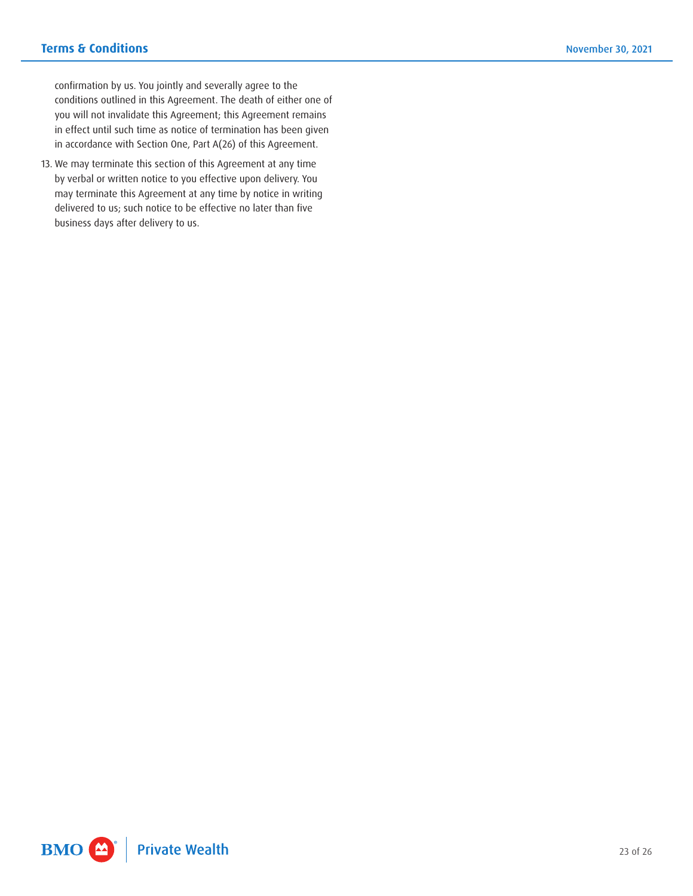confirmation by us. You jointly and severally agree to the conditions outlined in this Agreement. The death of either one of you will not invalidate this Agreement; this Agreement remains in effect until such time as notice of termination has been given in accordance with Section One, Part A(26) of this Agreement.

13. We may terminate this section of this Agreement at any time by verbal or written notice to you effective upon delivery. You may terminate this Agreement at any time by notice in writing delivered to us; such notice to be effective no later than five business days after delivery to us.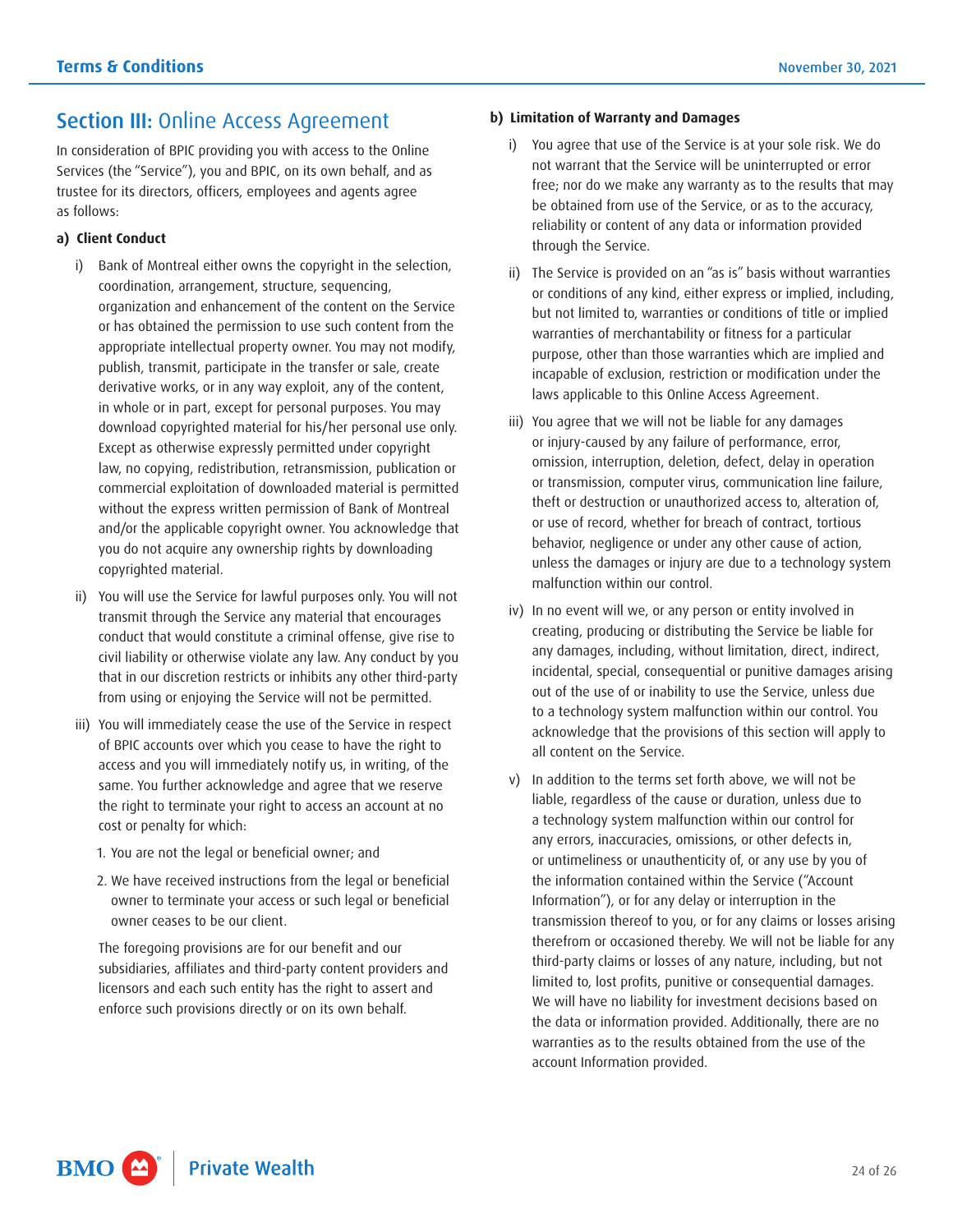## Section III: Online Access Agreement

In consideration of BPIC providing you with access to the Online Services (the "Service"), you and BPIC, on its own behalf, and as trustee for its directors, officers, employees and agents agree as follows:

### a) Client Conduct

i) Bank of Montreal either owns the copyright in the selection, coordination, arrangement, structure, sequencing, organization and enhancement of the content on the Service or has obtained the permission to use such content from the appropriate intellectual property owner. You may not modify, publish, transmit, participate in the transfer or sale, create derivative works, or in any way exploit, any of the content, in whole or in part, except for personal purposes. You may download copyrighted material for his/her personal use only. Except as otherwise expressly permitted under copyright law, no copying, redistribution, retransmission, publication or commercial exploitation of downloaded material is permitted without the express written permission of Bank of Montreal and/or the applicable copyright owner. You acknowledge that you do not acquire any ownership rights by downloading copyrighted material.

ii) You will use the Service for lawful purposes only. You will not transmit through the Service any material that encourages conduct that would constitute a criminal offense, give rise to civil liability or otherwise violate any law. Any conduct by you that in our discretion restricts or inhibits any other third-party from using or enjoying the Service will not be permitted.

iii) You will immediately cease the use of the Service in respect of BPIC accounts over which you cease to have the right to access and you will immediately notify us, in writing, of the same. You further acknowledge and agree that we reserve the right to terminate your right to access an account at no cost or penalty for which:

1. You are not the legal or beneficial owner; and
2. We have received instructions from the legal or beneficial owner to terminate your access or such legal or beneficial owner ceases to be our client.

The foregoing provisions are for our benefit and our subsidiaries, affiliates and third-party content providers and licensors and each such entity has the right to assert and enforce such provisions directly or on its own behalf.

### b) Limitation of Warranty and Damages

i) You agree that use of the Service is at your sole risk. We do not warrant that the Service will be uninterrupted or error free; nor do we make any warranty as to the results that may be obtained from use of the Service, or as to the accuracy, reliability or content of any data or information provided through the Service.

ii) The Service is provided on an "as is" basis without warranties or conditions of any kind, either express or implied, including, but not limited to, warranties or conditions of title or implied warranties of merchantability or fitness for a particular purpose, other than those warranties which are implied and incapable of exclusion, restriction or modification under the laws applicable to this Online Access Agreement.

iii) You agree that we will not be liable for any damages or injury-caused by any failure of performance, error, omission, interruption, deletion, defect, delay in operation or transmission, computer virus, communication line failure, theft or destruction or unauthorized access to, alteration of, or use of record, whether for breach of contract, tortious behavior, negligence or under any other cause of action, unless the damages or injury are due to a technology system malfunction within our control.

iv) In no event will we, or any person or entity involved in creating, producing or distributing the Service be liable for any damages, including, without limitation, direct, indirect, incidental, special, consequential or punitive damages arising out of the use of or inability to use the Service, unless due to a technology system malfunction within our control. You acknowledge that the provisions of this section will apply to all content on the Service.

v) In addition to the terms set forth above, we will not be liable, regardless of the cause or duration, unless due to a technology system malfunction within our control for any errors, inaccuracies, omissions, or other defects in, or untimeliness or unauthenticity of, or any use by you of the information contained within the Service ("Account Information"), or for any delay or interruption in the transmission thereof to you, or for any claims or losses arising therefrom or occasioned thereby. We will not be liable for any third-party claims or losses of any nature, including, but not limited to, lost profits, punitive or consequential damages. We will have no liability for investment decisions based on the data or information provided. Additionally, there are no warranties as to the results obtained from the use of the account Information provided.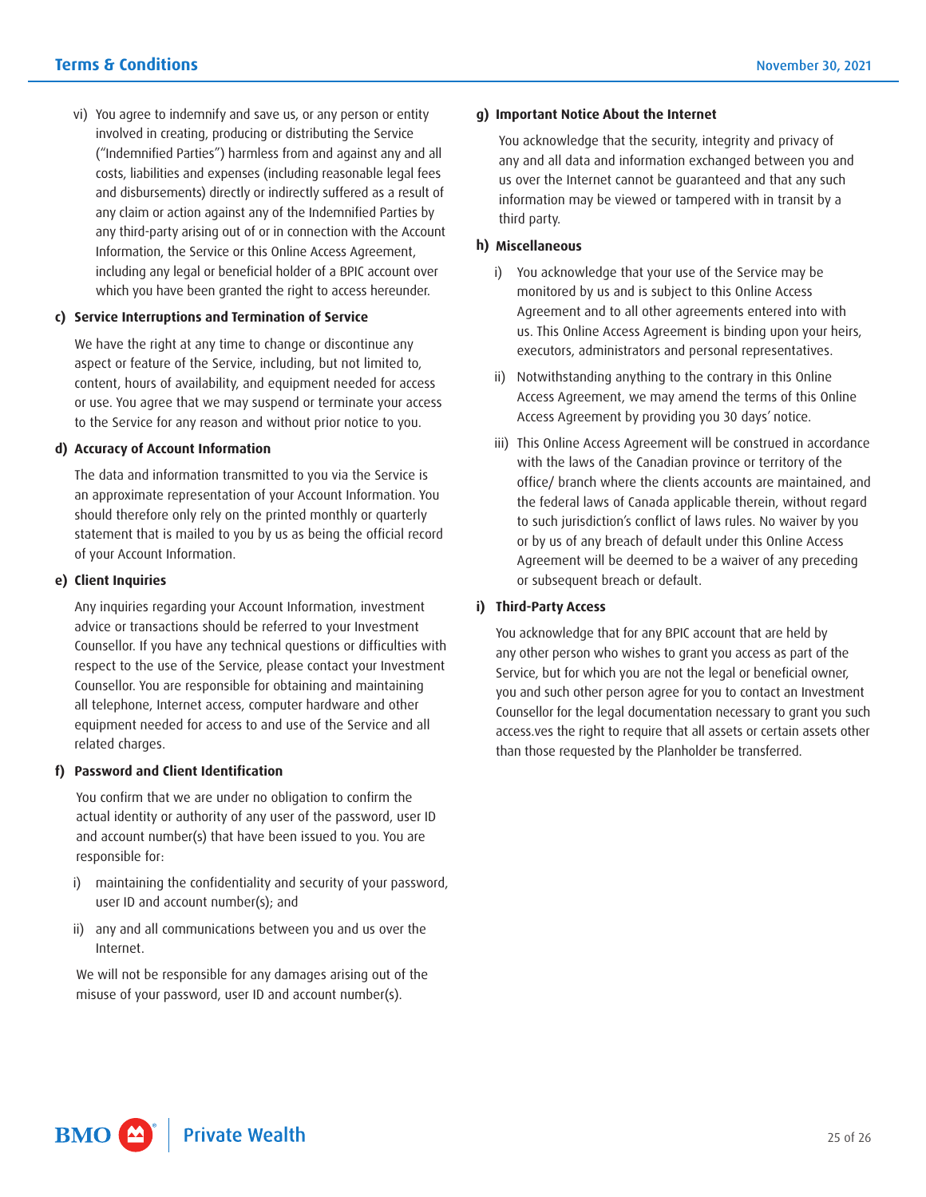vi) You agree to indemnify and save us, or any person or entity involved in creating, producing or distributing the Service ("Indemnified Parties") harmless from and against any and all costs, liabilities and expenses (including reasonable legal fees and disbursements) directly or indirectly suffered as a result of any claim or action against any of the Indemnified Parties by any third-party arising out of or in connection with the Account Information, the Service or this Online Access Agreement, including any legal or beneficial holder of a BPIC account over which you have been granted the right to access hereunder.

**c) Service Interruptions and Termination of Service**

We have the right at any time to change or discontinue any aspect or feature of the Service, including, but not limited to, content, hours of availability, and equipment needed for access or use. You agree that we may suspend or terminate your access to the Service for any reason and without prior notice to you.

**d) Accuracy of Account Information**

The data and information transmitted to you via the Service is an approximate representation of your Account Information. You should therefore only rely on the printed monthly or quarterly statement that is mailed to you by us as being the official record of your Account Information.

**e) Client Inquiries**

Any inquiries regarding your Account Information, investment advice or transactions should be referred to your Investment Counsellor. If you have any technical questions or difficulties with respect to the use of the Service, please contact your Investment Counsellor. You are responsible for obtaining and maintaining all telephone, Internet access, computer hardware and other equipment needed for access to and use of the Service and all related charges.

**f) Password and Client Identification**

You confirm that we are under no obligation to confirm the actual identity or authority of any user of the password, user ID and account number(s) that have been issued to you. You are responsible for:

i) maintaining the confidentiality and security of your password, user ID and account number(s); and

ii) any and all communications between you and us over the Internet.

We will not be responsible for any damages arising out of the misuse of your password, user ID and account number(s).

**g) Important Notice About the Internet**

You acknowledge that the security, integrity and privacy of any and all data and information exchanged between you and us over the Internet cannot be guaranteed and that any such information may be viewed or tampered with in transit by a third party.

**h) Miscellaneous**

i) You acknowledge that your use of the Service may be monitored by us and is subject to this Online Access Agreement and to all other agreements entered into with us. This Online Access Agreement is binding upon your heirs, executors, administrators and personal representatives.

ii) Notwithstanding anything to the contrary in this Online Access Agreement, we may amend the terms of this Online Access Agreement by providing you 30 days' notice.

iii) This Online Access Agreement will be construed in accordance with the laws of the Canadian province or territory of the office/ branch where the clients accounts are maintained, and the federal laws of Canada applicable therein, without regard to such jurisdiction's conflict of laws rules. No waiver by you or by us of any breach of default under this Online Access Agreement will be deemed to be a waiver of any preceding or subsequent breach or default.

**i) Third-Party Access**

You acknowledge that for any BPIC account that are held by any other person who wishes to grant you access as part of the Service, but for which you are not the legal or beneficial owner, you and such other person agree for you to contact an Investment Counsellor for the legal documentation necessary to grant you such access.ves the right to require that all assets or certain assets other than those requested by the Planholder be transferred.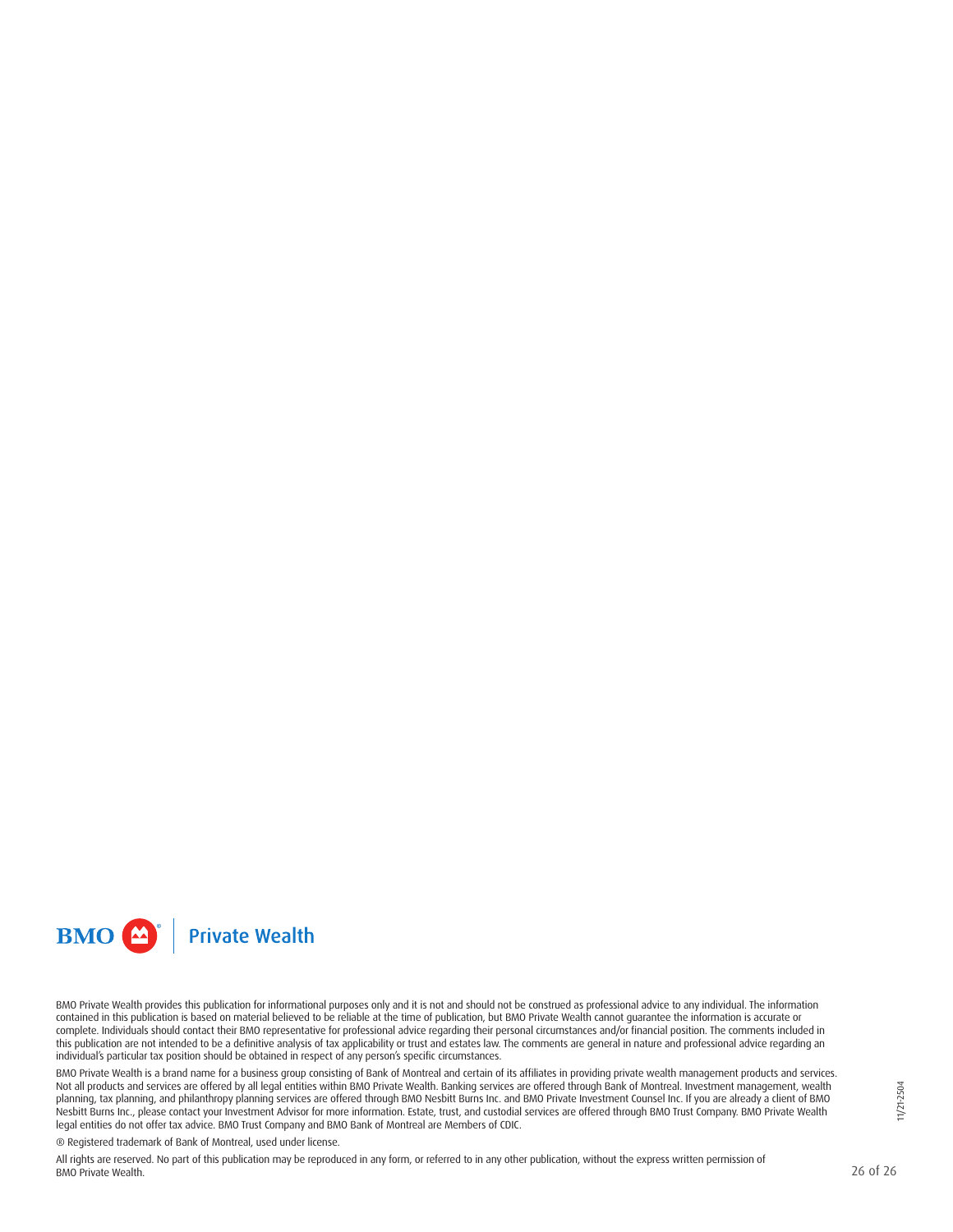BMO Private Wealth

BMO Private Wealth provides this publication for informational purposes only and it is not and should not be construed as professional advice to any individual. The information contained in this publication is based on material believed to be reliable at the time of publication, but BMO Private Wealth cannot guarantee the information is accurate or complete. Individuals should contact their BMO representative for professional advice regarding their personal circumstances and/or financial position. The comments included in this publication are not intended to be a definitive analysis of tax applicability or trust and estates law. The comments are general in nature and professional advice regarding an individual's particular tax position should be obtained in respect of any person's specific circumstances.

BMO Private Wealth is a brand name for a business group consisting of Bank of Montreal and certain of its affiliates in providing private wealth management products and services. Not all products and services are offered by all legal entities within BMO Private Wealth. Banking services are offered through Bank of Montreal. Investment management, wealth planning, tax planning, and philanthropy planning services are offered through BMO Nesbitt Burns Inc. and BMO Private Investment Counsel Inc. If you are already a client of BMO Nesbitt Burns Inc., please contact your Investment Advisor for more information. Estate, trust, and custodial services are offered through BMO Trust Company. BMO Private Wealth legal entities do not offer tax advice. BMO Trust Company and BMO Bank of Montreal are Members of CDIC.

® Registered trademark of Bank of Montreal, used under license.

All rights are reserved. No part of this publication may be reproduced in any form, or referred to in any other publication, without the express written permission of BMO Private Wealth.

11/21-2504